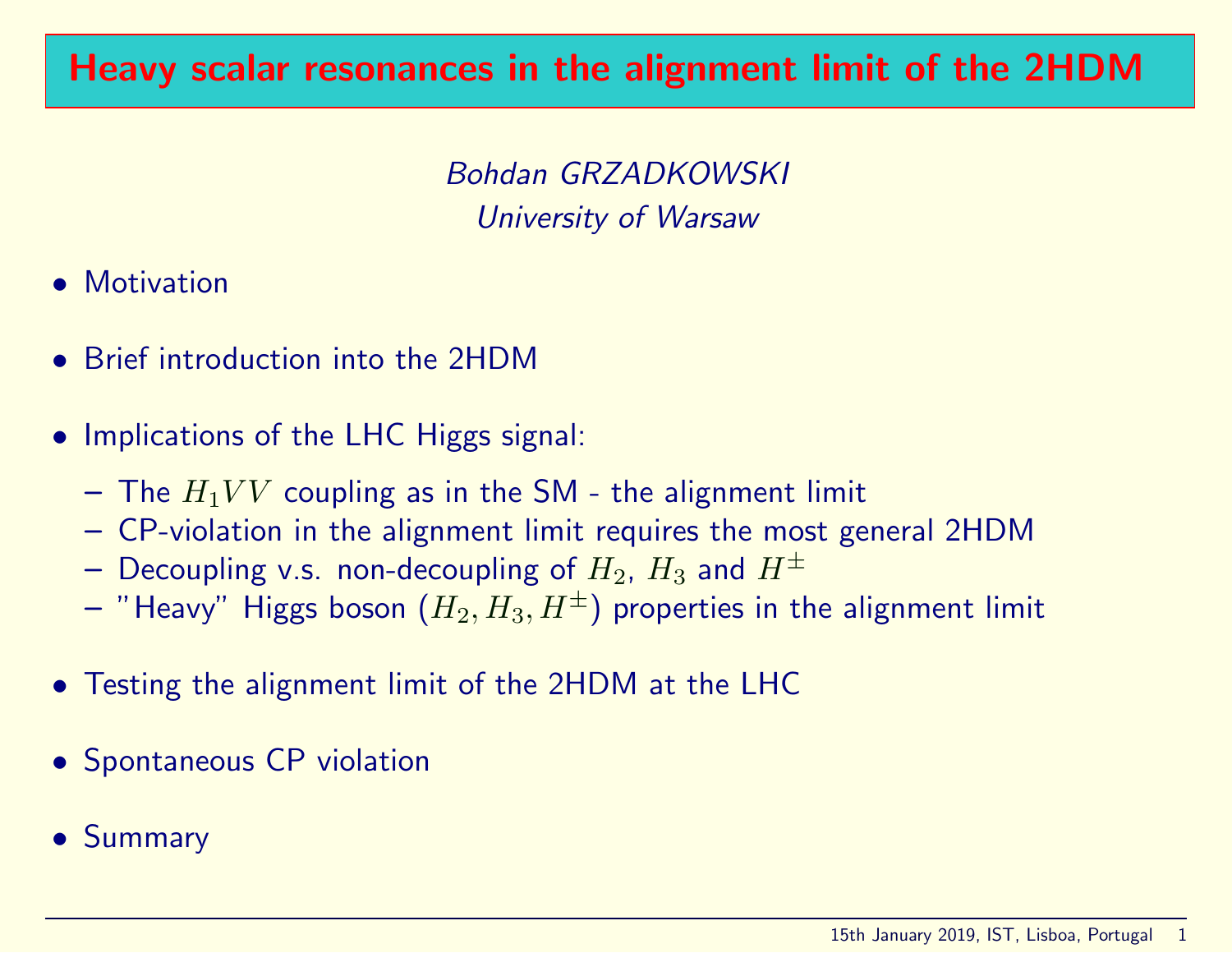# Heavy scalar resonances in the alignment limit of the 2HDM

*Bohdan GRZADKOWSKI*
*University of Warsaw*

- Motivation
- Brief introduction into the 2HDM
- Implications of the LHC Higgs signal:
  - The $H_1VV$ coupling as in the SM - the alignment limit
  - CP-violation in the alignment limit requires the most general 2HDM
  - Decoupling v.s. non-decoupling of $H_2$, $H_3$ and $H^\pm$
  - "Heavy" Higgs boson ($H_2, H_3, H^\pm$) properties in the alignment limit
- Testing the alignment limit of the 2HDM at the LHC
- Spontaneous CP violation
- Summary

15th January 2019, IST, Lisboa, Portugal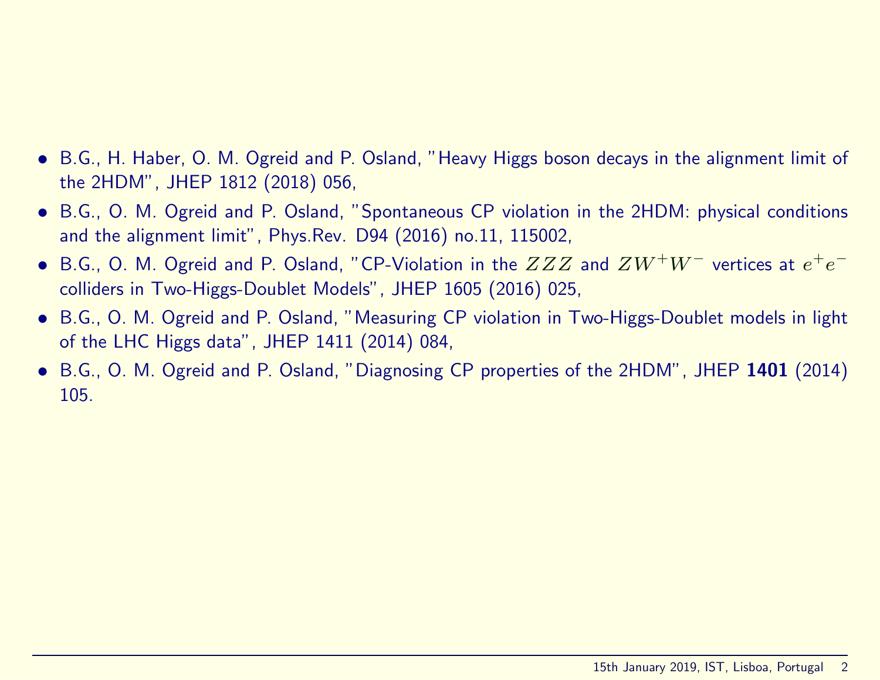- B.G., H. Haber, O. M. Ogreid and P. Osland, "Heavy Higgs boson decays in the alignment limit of the 2HDM", JHEP 1812 (2018) 056,
- B.G., O. M. Ogreid and P. Osland, "Spontaneous CP violation in the 2HDM: physical conditions and the alignment limit", Phys.Rev. D94 (2016) no.11, 115002,
- B.G., O. M. Ogreid and P. Osland, "CP-Violation in the $ZZZ$ and $ZW^+W^-$ vertices at $e^+e^-$ colliders in Two-Higgs-Doublet Models", JHEP 1605 (2016) 025,
- B.G., O. M. Ogreid and P. Osland, "Measuring CP violation in Two-Higgs-Doublet models in light of the LHC Higgs data", JHEP 1411 (2014) 084,
- B.G., O. M. Ogreid and P. Osland, "Diagnosing CP properties of the 2HDM", JHEP **1401** (2014) 105.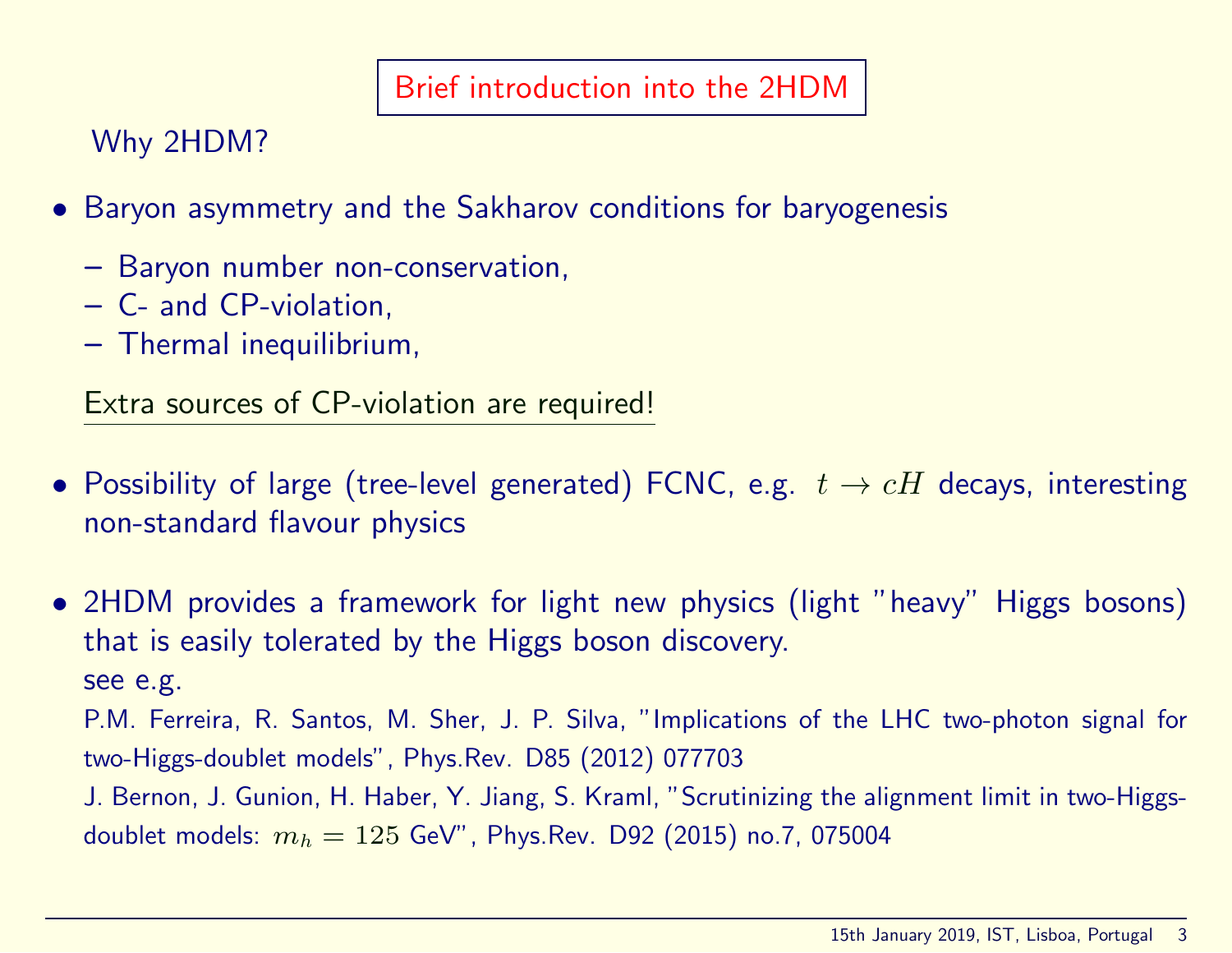# Brief introduction into the 2HDM

## Why 2HDM?

- Baryon asymmetry and the Sakharov conditions for baryogenesis
  - Baryon number non-conservation,
  - C- and CP-violation,
  - Thermal inequilibrium,

  Extra sources of CP-violation are required!

- Possibility of large (tree-level generated) FCNC, e.g. $t \to cH$ decays, interesting non-standard flavour physics

- 2HDM provides a framework for light new physics (light "heavy" Higgs bosons) that is easily tolerated by the Higgs boson discovery.
  see e.g.

  P.M. Ferreira, R. Santos, M. Sher, J. P. Silva, "Implications of the LHC two-photon signal for two-Higgs-doublet models", Phys.Rev. D85 (2012) 077703

  J. Bernon, J. Gunion, H. Haber, Y. Jiang, S. Kraml, "Scrutinizing the alignment limit in two-Higgs-doublet models: $m_h = 125$ GeV", Phys.Rev. D92 (2015) no.7, 075004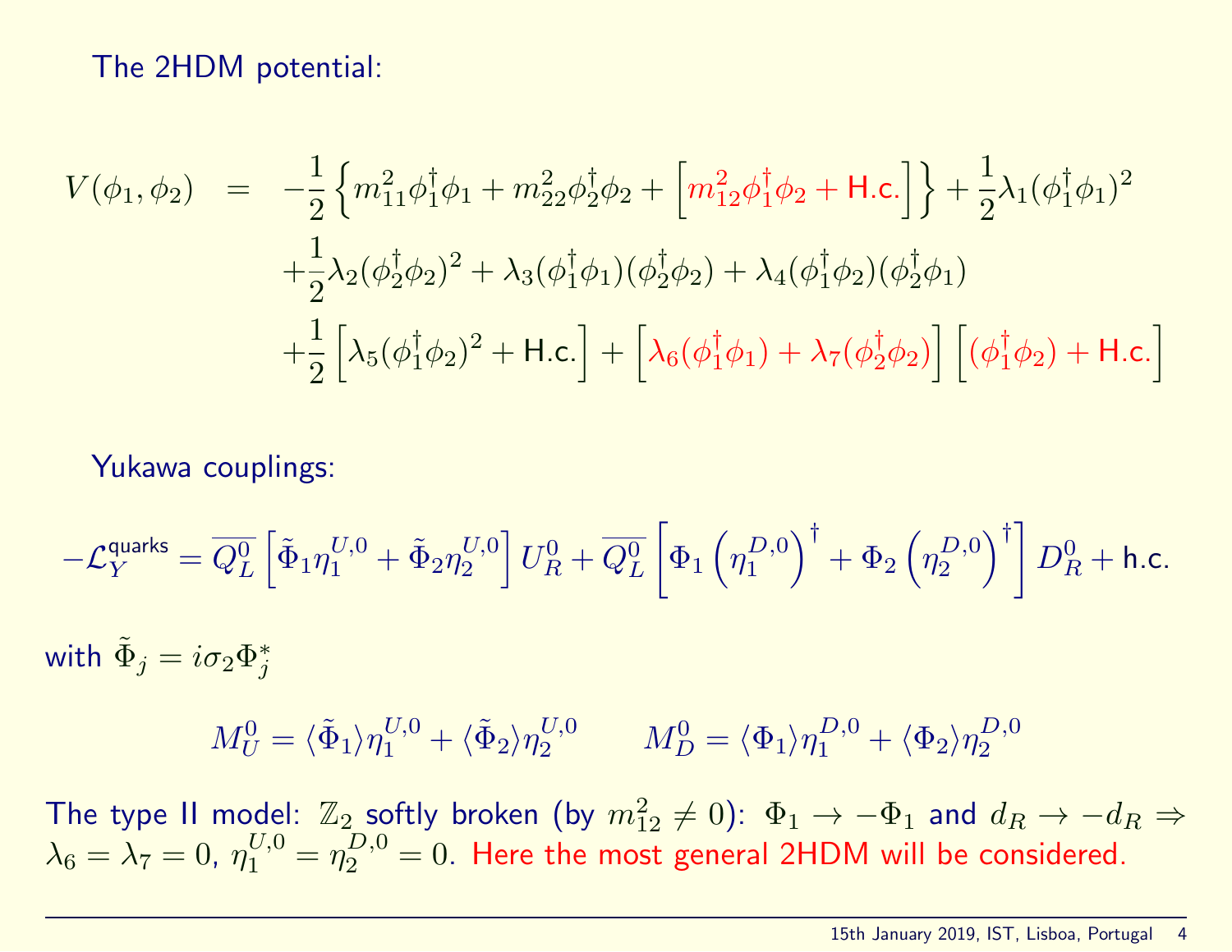The 2HDM potential:

$$
\begin{aligned}
V(\phi_1,\phi_2) \;=\; & -\frac{1}{2}\left\{m_{11}^2\phi_1^\dagger\phi_1 + m_{22}^2\phi_2^\dagger\phi_2 + \left[m_{12}^2\phi_1^\dagger\phi_2 + \text{H.c.}\right]\right\} + \frac{1}{2}\lambda_1(\phi_1^\dagger\phi_1)^2 \\
& + \frac{1}{2}\lambda_2(\phi_2^\dagger\phi_2)^2 + \lambda_3(\phi_1^\dagger\phi_1)(\phi_2^\dagger\phi_2) + \lambda_4(\phi_1^\dagger\phi_2)(\phi_2^\dagger\phi_1) \\
& + \frac{1}{2}\left[\lambda_5(\phi_1^\dagger\phi_2)^2 + \text{H.c.}\right] + \left[\lambda_6(\phi_1^\dagger\phi_1) + \lambda_7(\phi_2^\dagger\phi_2)\right]\left[(\phi_1^\dagger\phi_2) + \text{H.c.}\right]
\end{aligned}
$$

Yukawa couplings:

$$
-\mathcal{L}_Y^{\text{quarks}} = \overline{Q_L^0}\left[\tilde{\Phi}_1\eta_1^{U,0} + \tilde{\Phi}_2\eta_2^{U,0}\right]U_R^0 + \overline{Q_L^0}\left[\Phi_1\left(\eta_1^{D,0}\right)^\dagger + \Phi_2\left(\eta_2^{D,0}\right)^\dagger\right]D_R^0 + \text{h.c.}
$$

with $\tilde{\Phi}_j = i\sigma_2\Phi_j^*$

$$
M_U^0 = \langle\tilde{\Phi}_1\rangle\eta_1^{U,0} + \langle\tilde{\Phi}_2\rangle\eta_2^{U,0} \qquad M_D^0 = \langle\Phi_1\rangle\eta_1^{D,0} + \langle\Phi_2\rangle\eta_2^{D,0}
$$

The type II model: $\mathbb{Z}_2$ softly broken (by $m_{12}^2 \neq 0$): $\Phi_1 \to -\Phi_1$ and $d_R \to -d_R \Rightarrow \lambda_6 = \lambda_7 = 0$, $\eta_1^{U,0} = \eta_2^{D,0} = 0$. Here the most general 2HDM will be considered.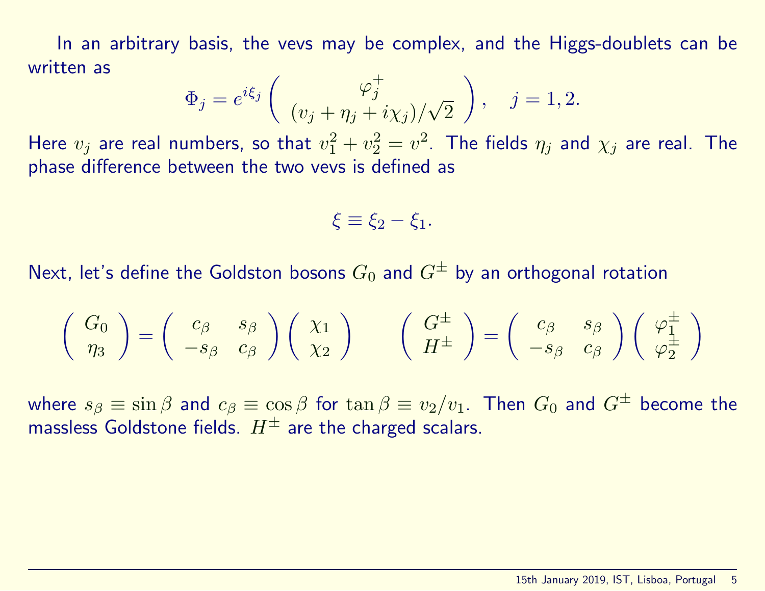In an arbitrary basis, the vevs may be complex, and the Higgs-doublets can be written as

$$\Phi_j = e^{i\xi_j} \left( \begin{array}{c} \varphi_j^+ \\ (v_j + \eta_j + i\chi_j)/\sqrt{2} \end{array} \right), \quad j = 1, 2.$$

Here $v_j$ are real numbers, so that $v_1^2 + v_2^2 = v^2$. The fields $\eta_j$ and $\chi_j$ are real. The phase difference between the two vevs is defined as

$$\xi \equiv \xi_2 - \xi_1.$$

Next, let's define the Goldston bosons $G_0$ and $G^\pm$ by an orthogonal rotation

$$\left( \begin{array}{c} G_0 \\ \eta_3 \end{array} \right) = \left( \begin{array}{cc} c_\beta & s_\beta \\ -s_\beta & c_\beta \end{array} \right) \left( \begin{array}{c} \chi_1 \\ \chi_2 \end{array} \right) \qquad \left( \begin{array}{c} G^\pm \\ H^\pm \end{array} \right) = \left( \begin{array}{cc} c_\beta & s_\beta \\ -s_\beta & c_\beta \end{array} \right) \left( \begin{array}{c} \varphi_1^\pm \\ \varphi_2^\pm \end{array} \right)$$

where $s_\beta \equiv \sin\beta$ and $c_\beta \equiv \cos\beta$ for $\tan\beta \equiv v_2/v_1$. Then $G_0$ and $G^\pm$ become the massless Goldstone fields. $H^\pm$ are the charged scalars.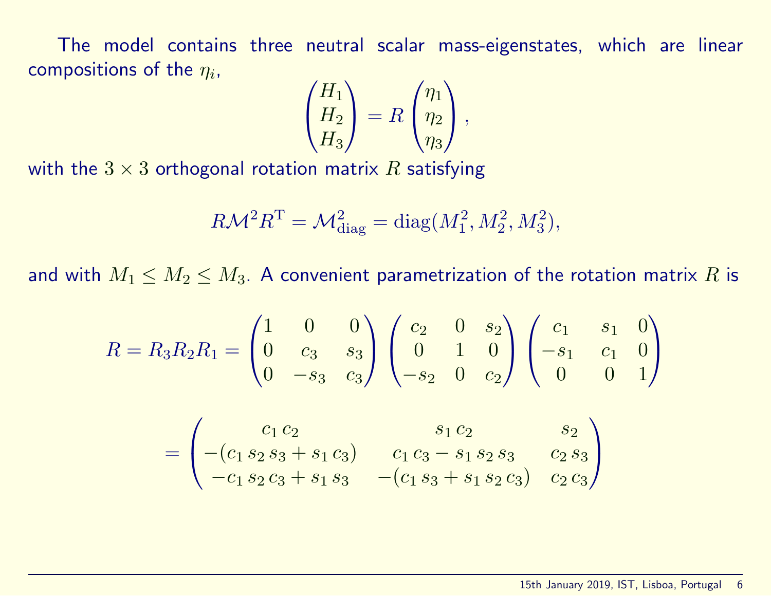The model contains three neutral scalar mass-eigenstates, which are linear compositions of the $\eta_i$,

$$\begin{pmatrix} H_1 \\ H_2 \\ H_3 \end{pmatrix} = R \begin{pmatrix} \eta_1 \\ \eta_2 \\ \eta_3 \end{pmatrix},$$

with the $3 \times 3$ orthogonal rotation matrix $R$ satisfying

$$R \mathcal{M}^2 R^{\mathrm{T}} = \mathcal{M}^2_{\mathrm{diag}} = \mathrm{diag}(M_1^2, M_2^2, M_3^2),$$

and with $M_1 \leq M_2 \leq M_3$. A convenient parametrization of the rotation matrix $R$ is

$$R = R_3 R_2 R_1 = \begin{pmatrix} 1 & 0 & 0 \\ 0 & c_3 & s_3 \\ 0 & -s_3 & c_3 \end{pmatrix} \begin{pmatrix} c_2 & 0 & s_2 \\ 0 & 1 & 0 \\ -s_2 & 0 & c_2 \end{pmatrix} \begin{pmatrix} c_1 & s_1 & 0 \\ -s_1 & c_1 & 0 \\ 0 & 0 & 1 \end{pmatrix}$$

$$= \begin{pmatrix} c_1\, c_2 & s_1\, c_2 & s_2 \\ -(c_1\, s_2\, s_3 + s_1\, c_3) & c_1\, c_3 - s_1\, s_2\, s_3 & c_2\, s_3 \\ -c_1\, s_2\, c_3 + s_1\, s_3 & -(c_1\, s_3 + s_1\, s_2\, c_3) & c_2\, c_3 \end{pmatrix}$$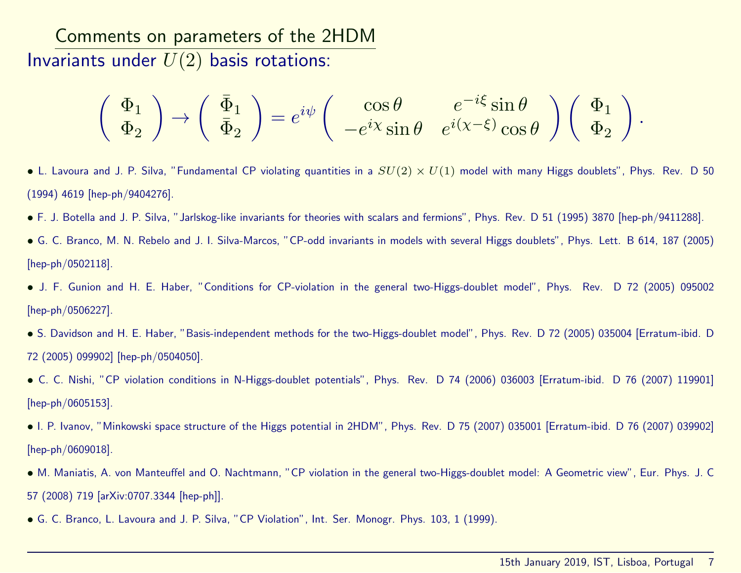## Comments on parameters of the 2HDM

### Invariants under $U(2)$ basis rotations:

$$\left(\begin{array}{c}\Phi_1\\ \Phi_2\end{array}\right) \rightarrow \left(\begin{array}{c}\bar{\Phi}_1\\ \bar{\Phi}_2\end{array}\right) = e^{i\psi}\left(\begin{array}{cc}\cos\theta & e^{-i\xi}\sin\theta\\ -e^{i\chi}\sin\theta & e^{i(\chi-\xi)}\cos\theta\end{array}\right)\left(\begin{array}{c}\Phi_1\\ \Phi_2\end{array}\right).$$

- L. Lavoura and J. P. Silva, "Fundamental CP violating quantities in a $SU(2)\times U(1)$ model with many Higgs doublets", Phys. Rev. D 50 (1994) 4619 [hep-ph/9404276].
- F. J. Botella and J. P. Silva, "Jarlskog-like invariants for theories with scalars and fermions", Phys. Rev. D 51 (1995) 3870 [hep-ph/9411288].
- G. C. Branco, M. N. Rebelo and J. I. Silva-Marcos, "CP-odd invariants in models with several Higgs doublets", Phys. Lett. B 614, 187 (2005) [hep-ph/0502118].
- J. F. Gunion and H. E. Haber, "Conditions for CP-violation in the general two-Higgs-doublet model", Phys. Rev. D 72 (2005) 095002 [hep-ph/0506227].
- S. Davidson and H. E. Haber, "Basis-independent methods for the two-Higgs-doublet model", Phys. Rev. D 72 (2005) 035004 [Erratum-ibid. D 72 (2005) 099902] [hep-ph/0504050].
- C. C. Nishi, "CP violation conditions in N-Higgs-doublet potentials", Phys. Rev. D 74 (2006) 036003 [Erratum-ibid. D 76 (2007) 119901] [hep-ph/0605153].
- I. P. Ivanov, "Minkowski space structure of the Higgs potential in 2HDM", Phys. Rev. D 75 (2007) 035001 [Erratum-ibid. D 76 (2007) 039902] [hep-ph/0609018].
- M. Maniatis, A. von Manteuffel and O. Nachtmann, "CP violation in the general two-Higgs-doublet model: A Geometric view", Eur. Phys. J. C 57 (2008) 719 [arXiv:0707.3344 [hep-ph]].
- G. C. Branco, L. Lavoura and J. P. Silva, "CP Violation", Int. Ser. Monogr. Phys. 103, 1 (1999).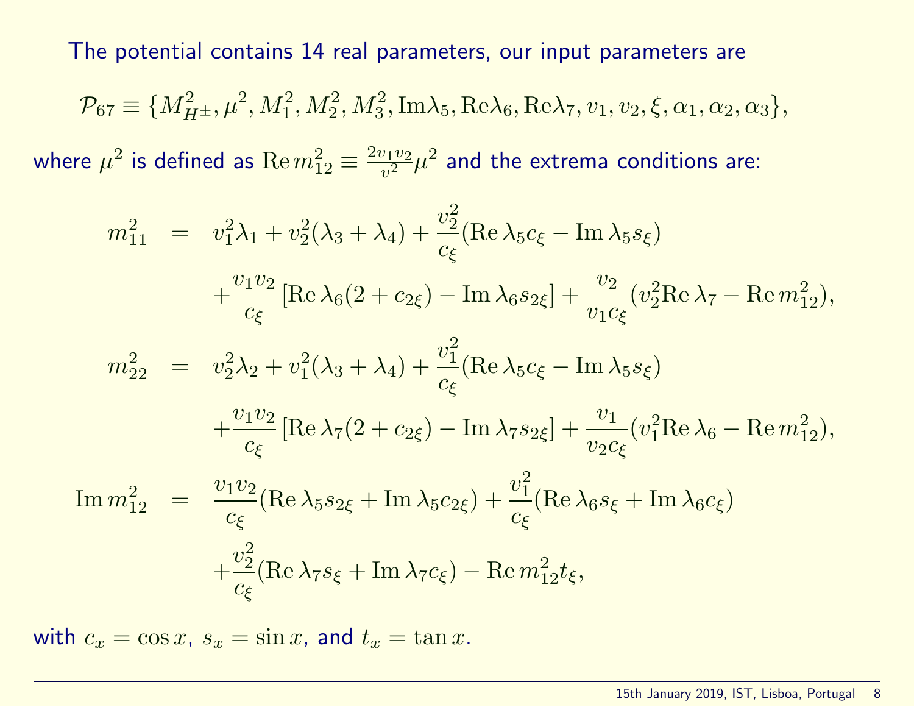The potential contains 14 real parameters, our input parameters are

$$\mathcal{P}_{67} \equiv \{M_{H^\pm}^2, \mu^2, M_1^2, M_2^2, M_3^2, \mathrm{Im}\lambda_5, \mathrm{Re}\lambda_6, \mathrm{Re}\lambda_7, v_1, v_2, \xi, \alpha_1, \alpha_2, \alpha_3\},$$

where $\mu^2$ is defined as $\mathrm{Re}\, m_{12}^2 \equiv \frac{2v_1 v_2}{v^2}\mu^2$ and the extrema conditions are:

$$
\begin{aligned}
m_{11}^2 &= v_1^2\lambda_1 + v_2^2(\lambda_3+\lambda_4) + \frac{v_2^2}{c_\xi}(\mathrm{Re}\,\lambda_5 c_\xi - \mathrm{Im}\,\lambda_5 s_\xi) \\
&\quad + \frac{v_1 v_2}{c_\xi}\left[\mathrm{Re}\,\lambda_6(2+c_{2\xi}) - \mathrm{Im}\,\lambda_6 s_{2\xi}\right] + \frac{v_2}{v_1 c_\xi}(v_2^2 \mathrm{Re}\,\lambda_7 - \mathrm{Re}\, m_{12}^2), \\
m_{22}^2 &= v_2^2\lambda_2 + v_1^2(\lambda_3+\lambda_4) + \frac{v_1^2}{c_\xi}(\mathrm{Re}\,\lambda_5 c_\xi - \mathrm{Im}\,\lambda_5 s_\xi) \\
&\quad + \frac{v_1 v_2}{c_\xi}\left[\mathrm{Re}\,\lambda_7(2+c_{2\xi}) - \mathrm{Im}\,\lambda_7 s_{2\xi}\right] + \frac{v_1}{v_2 c_\xi}(v_1^2 \mathrm{Re}\,\lambda_6 - \mathrm{Re}\, m_{12}^2), \\
\mathrm{Im}\, m_{12}^2 &= \frac{v_1 v_2}{c_\xi}(\mathrm{Re}\,\lambda_5 s_{2\xi} + \mathrm{Im}\,\lambda_5 c_{2\xi}) + \frac{v_1^2}{c_\xi}(\mathrm{Re}\,\lambda_6 s_\xi + \mathrm{Im}\,\lambda_6 c_\xi) \\
&\quad + \frac{v_2^2}{c_\xi}(\mathrm{Re}\,\lambda_7 s_\xi + \mathrm{Im}\,\lambda_7 c_\xi) - \mathrm{Re}\, m_{12}^2 t_\xi,
\end{aligned}
$$

with $c_x = \cos x$, $s_x = \sin x$, and $t_x = \tan x$.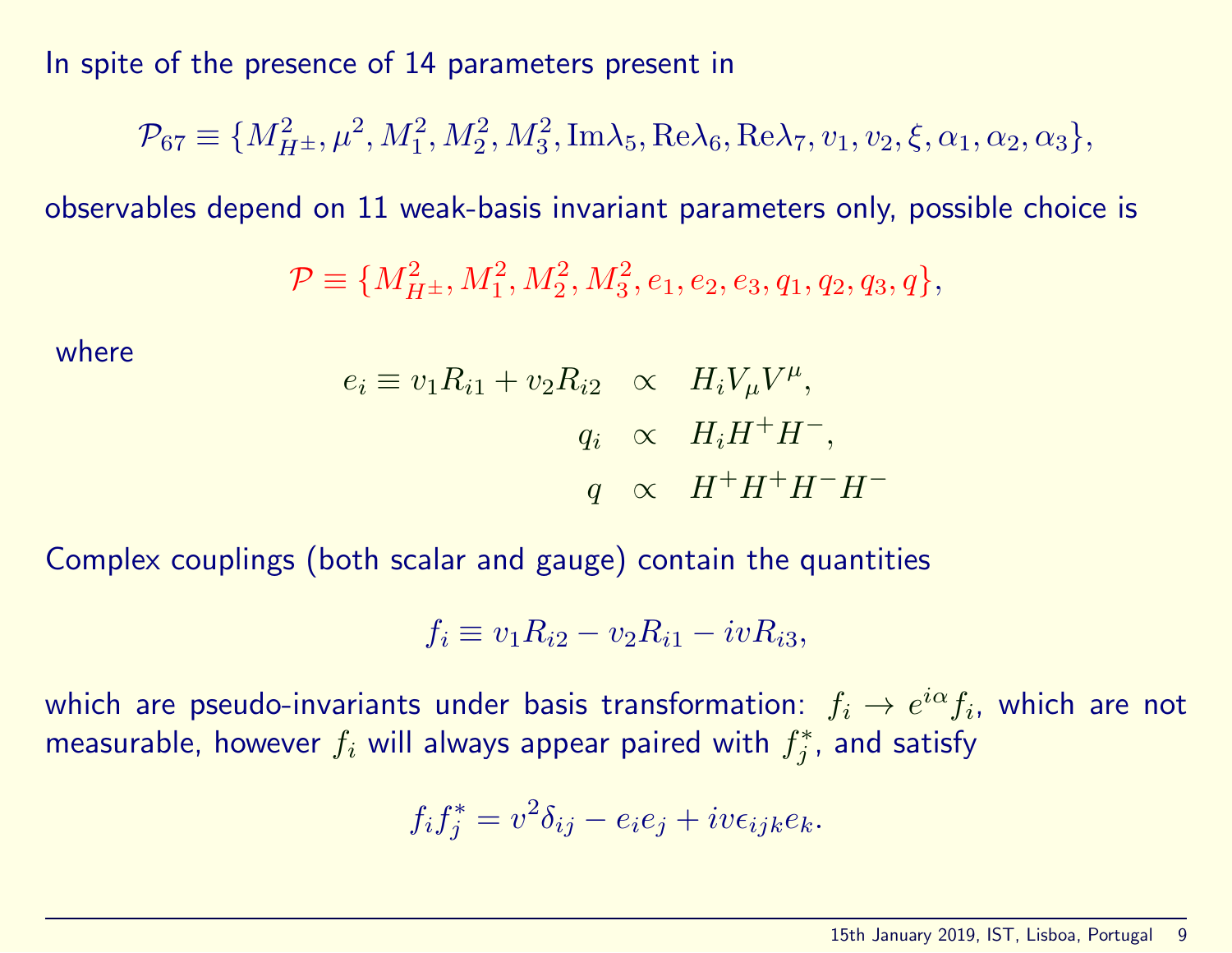In spite of the presence of 14 parameters present in

$$\mathcal{P}_{67} \equiv \{M_{H^\pm}^2, \mu^2, M_1^2, M_2^2, M_3^2, \text{Im}\lambda_5, \text{Re}\lambda_6, \text{Re}\lambda_7, v_1, v_2, \xi, \alpha_1, \alpha_2, \alpha_3\},$$

observables depend on 11 weak-basis invariant parameters only, possible choice is

$$\mathcal{P} \equiv \{M_{H^\pm}^2, M_1^2, M_2^2, M_3^2, e_1, e_2, e_3, q_1, q_2, q_3, q\},$$

where

$$\begin{aligned} e_i \equiv v_1 R_{i1} + v_2 R_{i2} &\propto H_i V_\mu V^\mu, \\ q_i &\propto H_i H^+ H^-, \\ q &\propto H^+ H^+ H^- H^- \end{aligned}$$

Complex couplings (both scalar and gauge) contain the quantities

$$f_i \equiv v_1 R_{i2} - v_2 R_{i1} - i v R_{i3},$$

which are pseudo-invariants under basis transformation: $f_i \to e^{i\alpha} f_i$, which are not measurable, however $f_i$ will always appear paired with $f_j^*$, and satisfy

$$f_i f_j^* = v^2 \delta_{ij} - e_i e_j + i v \epsilon_{ijk} e_k.$$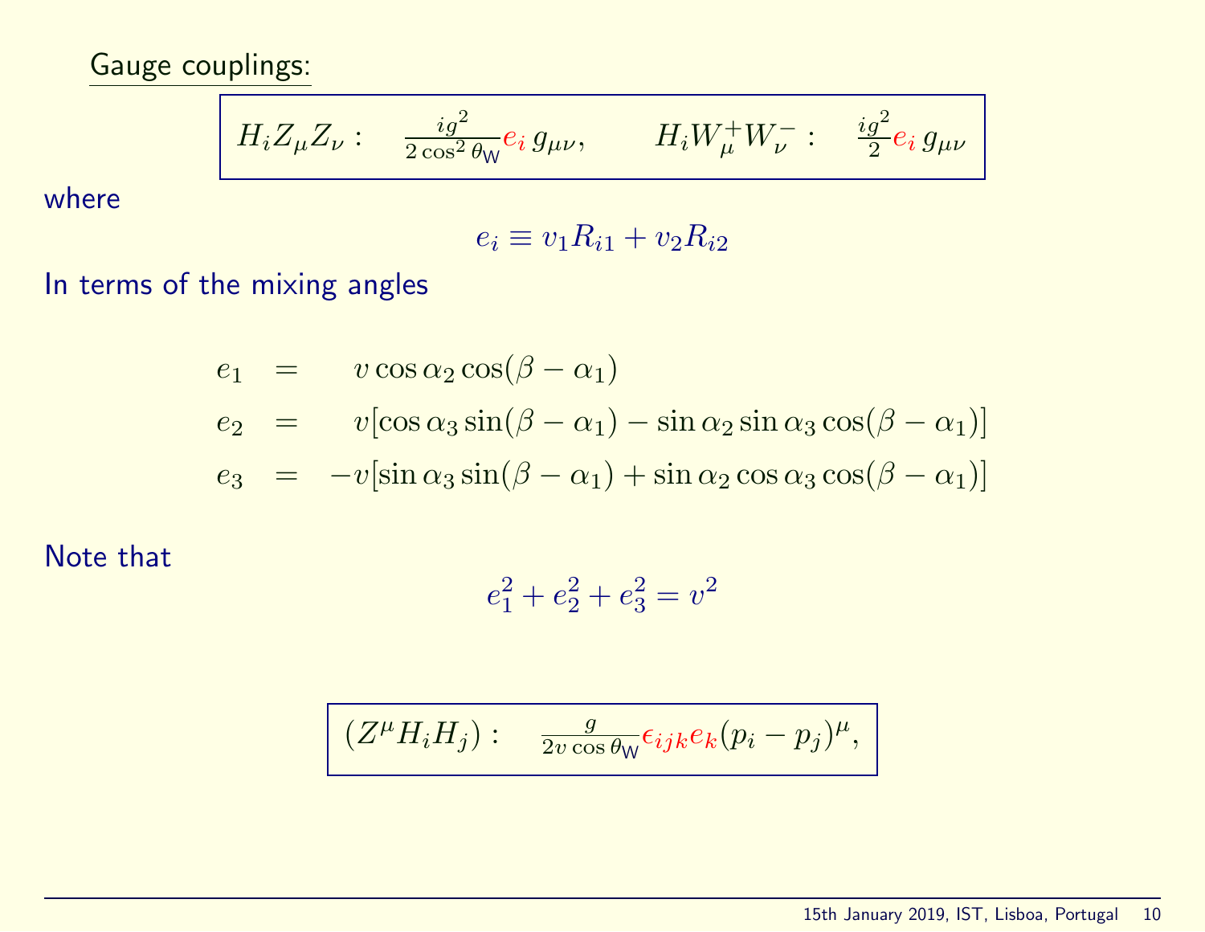## Gauge couplings:

$$H_i Z_\mu Z_\nu : \quad \frac{ig^2}{2\cos^2\theta_{\mathsf{W}}} e_i \, g_{\mu\nu}, \qquad H_i W^+_\mu W^-_\nu : \quad \frac{ig^2}{2} e_i \, g_{\mu\nu}$$

where

$$e_i \equiv v_1 R_{i1} + v_2 R_{i2}$$

In terms of the mixing angles

$$\begin{aligned}
e_1 &= \quad v \cos\alpha_2 \cos(\beta - \alpha_1) \\
e_2 &= \quad v[\cos\alpha_3 \sin(\beta - \alpha_1) - \sin\alpha_2 \sin\alpha_3 \cos(\beta - \alpha_1)] \\
e_3 &= -v[\sin\alpha_3 \sin(\beta - \alpha_1) + \sin\alpha_2 \cos\alpha_3 \cos(\beta - \alpha_1)]
\end{aligned}$$

Note that

$$e_1^2 + e_2^2 + e_3^2 = v^2$$

$$(Z^\mu H_i H_j) : \quad \frac{g}{2v\cos\theta_{\mathsf{W}}} \epsilon_{ijk} e_k (p_i - p_j)^\mu,$$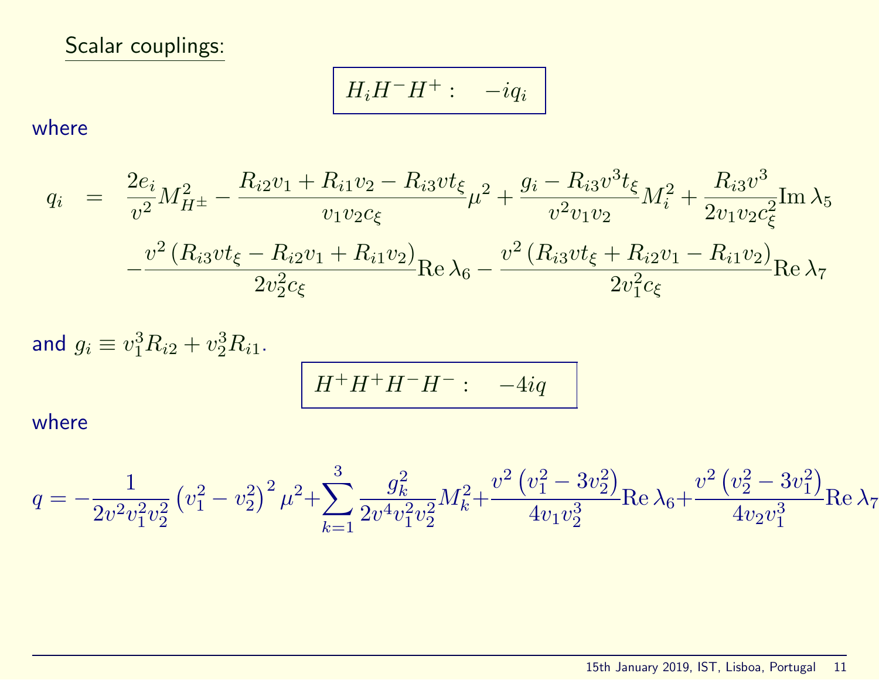## Scalar couplings:

$$H_i H^- H^+ : \quad -iq_i$$

where

$$
\begin{aligned}
q_i \quad = \quad & \frac{2e_i}{v^2} M_{H^\pm}^2 - \frac{R_{i2}v_1 + R_{i1}v_2 - R_{i3}vt_\xi}{v_1 v_2 c_\xi}\mu^2 + \frac{g_i - R_{i3}v^3 t_\xi}{v^2 v_1 v_2} M_i^2 + \frac{R_{i3}v^3}{2v_1 v_2 c_\xi^2}\mathrm{Im}\,\lambda_5 \\
& - \frac{v^2\left(R_{i3}vt_\xi - R_{i2}v_1 + R_{i1}v_2\right)}{2v_2^2 c_\xi}\mathrm{Re}\,\lambda_6 - \frac{v^2\left(R_{i3}vt_\xi + R_{i2}v_1 - R_{i1}v_2\right)}{2v_1^2 c_\xi}\mathrm{Re}\,\lambda_7
\end{aligned}
$$

and $g_i \equiv v_1^3 R_{i2} + v_2^3 R_{i1}$.

$$H^+ H^+ H^- H^- : \quad -4iq$$

where

$$q = -\frac{1}{2v^2 v_1^2 v_2^2}\left(v_1^2 - v_2^2\right)^2 \mu^2 + \sum_{k=1}^{3} \frac{g_k^2}{2v^4 v_1^2 v_2^2} M_k^2 + \frac{v^2\left(v_1^2 - 3v_2^2\right)}{4v_1 v_2^3}\mathrm{Re}\,\lambda_6 + \frac{v^2\left(v_2^2 - 3v_1^2\right)}{4v_2 v_1^3}\mathrm{Re}\,\lambda_7$$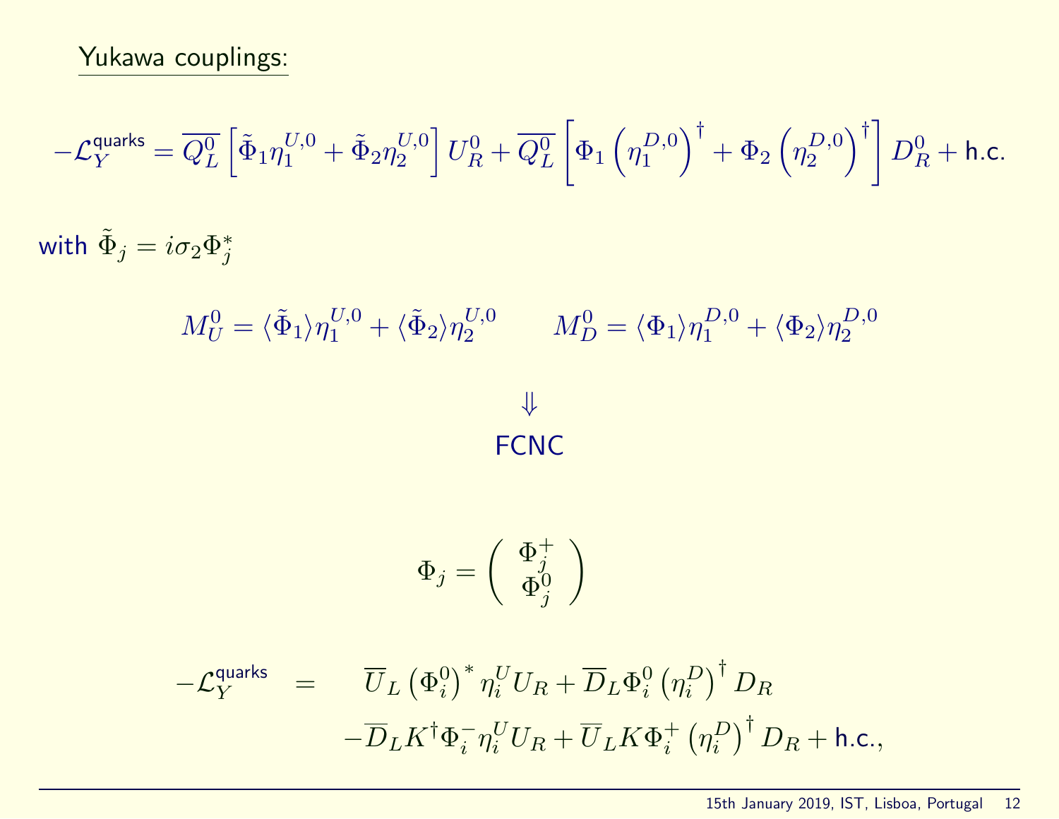Yukawa couplings:

$$-\mathcal{L}_Y^{\text{quarks}} = \overline{Q_L^0}\left[\tilde{\Phi}_1 \eta_1^{U,0} + \tilde{\Phi}_2 \eta_2^{U,0}\right] U_R^0 + \overline{Q_L^0}\left[\Phi_1 \left(\eta_1^{D,0}\right)^\dagger + \Phi_2 \left(\eta_2^{D,0}\right)^\dagger\right] D_R^0 + \text{h.c.}$$

with $\tilde{\Phi}_j = i\sigma_2 \Phi_j^*$

$$M_U^0 = \langle\tilde{\Phi}_1\rangle \eta_1^{U,0} + \langle\tilde{\Phi}_2\rangle \eta_2^{U,0} \qquad M_D^0 = \langle\Phi_1\rangle \eta_1^{D,0} + \langle\Phi_2\rangle \eta_2^{D,0}$$

$$\Downarrow$$

FCNC

$$\Phi_j = \begin{pmatrix} \Phi_j^+ \\ \Phi_j^0 \end{pmatrix}$$

$$\begin{aligned} -\mathcal{L}_Y^{\text{quarks}} \quad = \quad & \overline{U}_L \left(\Phi_i^0\right)^* \eta_i^U U_R + \overline{D}_L \Phi_i^0 \left(\eta_i^D\right)^\dagger D_R \\ & - \overline{D}_L K^\dagger \Phi_i^- \eta_i^U U_R + \overline{U}_L K \Phi_i^+ \left(\eta_i^D\right)^\dagger D_R + \text{h.c.}, \end{aligned}$$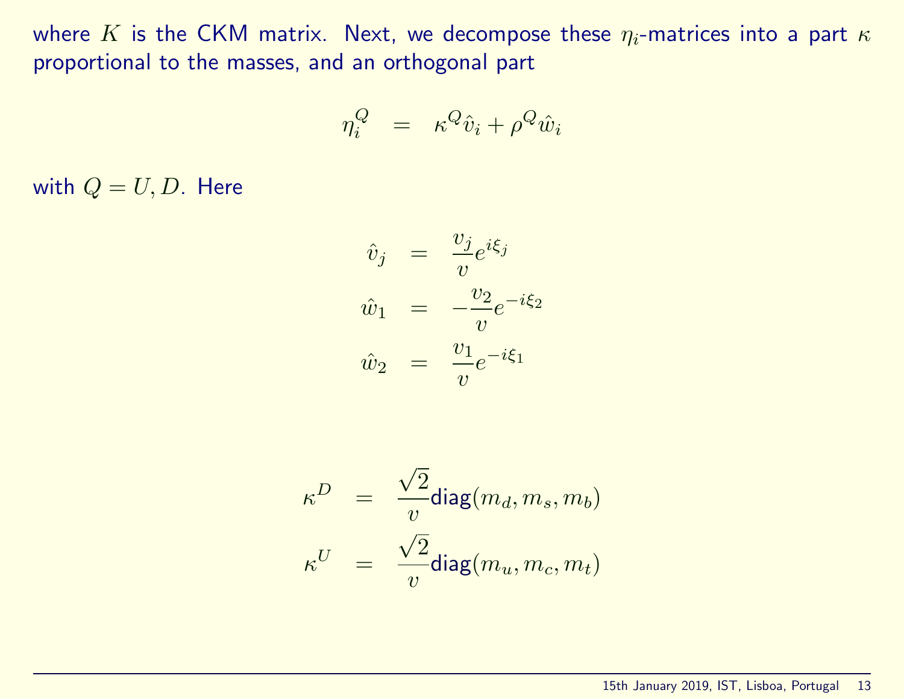where $K$ is the CKM matrix. Next, we decompose these $\eta_i$-matrices into a part $\kappa$ proportional to the masses, and an orthogonal part

$$\eta_i^Q = \kappa^Q \hat{v}_i + \rho^Q \hat{w}_i$$

with $Q = U, D$. Here

$$\begin{aligned}
\hat{v}_j &= \frac{v_j}{v} e^{i\xi_j} \\
\hat{w}_1 &= -\frac{v_2}{v} e^{-i\xi_2} \\
\hat{w}_2 &= \frac{v_1}{v} e^{-i\xi_1}
\end{aligned}$$

$$\begin{aligned}
\kappa^D &= \frac{\sqrt{2}}{v} \text{diag}(m_d, m_s, m_b) \\
\kappa^U &= \frac{\sqrt{2}}{v} \text{diag}(m_u, m_c, m_t)
\end{aligned}$$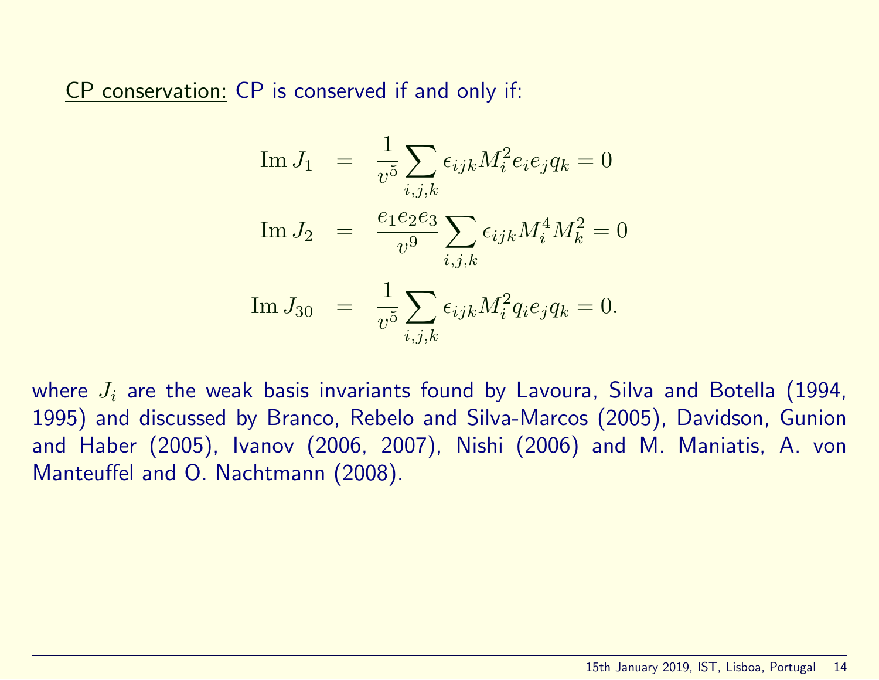<u>CP conservation:</u> CP is conserved if and only if:

$$
\begin{aligned}
\mathrm{Im}\, J_1 &= \frac{1}{v^5} \sum_{i,j,k} \epsilon_{ijk} M_i^2 e_i e_j q_k = 0 \\
\mathrm{Im}\, J_2 &= \frac{e_1 e_2 e_3}{v^9} \sum_{i,j,k} \epsilon_{ijk} M_i^4 M_k^2 = 0 \\
\mathrm{Im}\, J_{30} &= \frac{1}{v^5} \sum_{i,j,k} \epsilon_{ijk} M_i^2 q_i e_j q_k = 0.
\end{aligned}
$$

where $J_i$ are the weak basis invariants found by Lavoura, Silva and Botella (1994, 1995) and discussed by Branco, Rebelo and Silva-Marcos (2005), Davidson, Gunion and Haber (2005), Ivanov (2006, 2007), Nishi (2006) and M. Maniatis, A. von Manteuffel and O. Nachtmann (2008).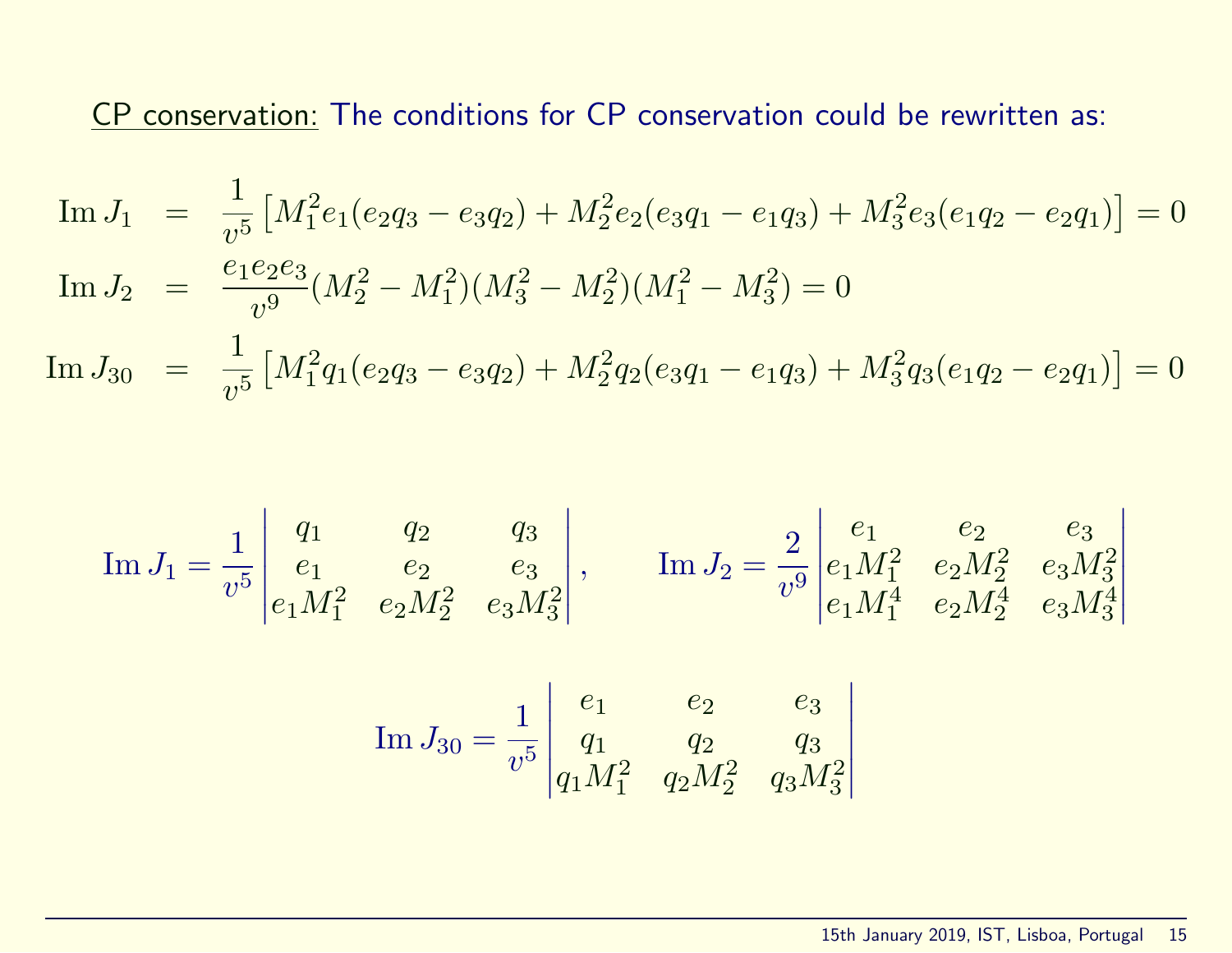<u>CP conservation:</u> The conditions for CP conservation could be rewritten as:

$$
\begin{aligned}
\operatorname{Im} J_1 &= \frac{1}{v^5}\left[M_1^2 e_1(e_2 q_3 - e_3 q_2) + M_2^2 e_2(e_3 q_1 - e_1 q_3) + M_3^2 e_3(e_1 q_2 - e_2 q_1)\right] = 0 \\
\operatorname{Im} J_2 &= \frac{e_1 e_2 e_3}{v^9}(M_2^2 - M_1^2)(M_3^2 - M_2^2)(M_1^2 - M_3^2) = 0 \\
\operatorname{Im} J_{30} &= \frac{1}{v^5}\left[M_1^2 q_1(e_2 q_3 - e_3 q_2) + M_2^2 q_2(e_3 q_1 - e_1 q_3) + M_3^2 q_3(e_1 q_2 - e_2 q_1)\right] = 0
\end{aligned}
$$

$$
\operatorname{Im} J_1 = \frac{1}{v^5}\begin{vmatrix} q_1 & q_2 & q_3 \\ e_1 & e_2 & e_3 \\ e_1 M_1^2 & e_2 M_2^2 & e_3 M_3^2 \end{vmatrix}, \qquad \operatorname{Im} J_2 = \frac{2}{v^9}\begin{vmatrix} e_1 & e_2 & e_3 \\ e_1 M_1^2 & e_2 M_2^2 & e_3 M_3^2 \\ e_1 M_1^4 & e_2 M_2^4 & e_3 M_3^4 \end{vmatrix}
$$

$$
\operatorname{Im} J_{30} = \frac{1}{v^5}\begin{vmatrix} e_1 & e_2 & e_3 \\ q_1 & q_2 & q_3 \\ q_1 M_1^2 & q_2 M_2^2 & q_3 M_3^2 \end{vmatrix}
$$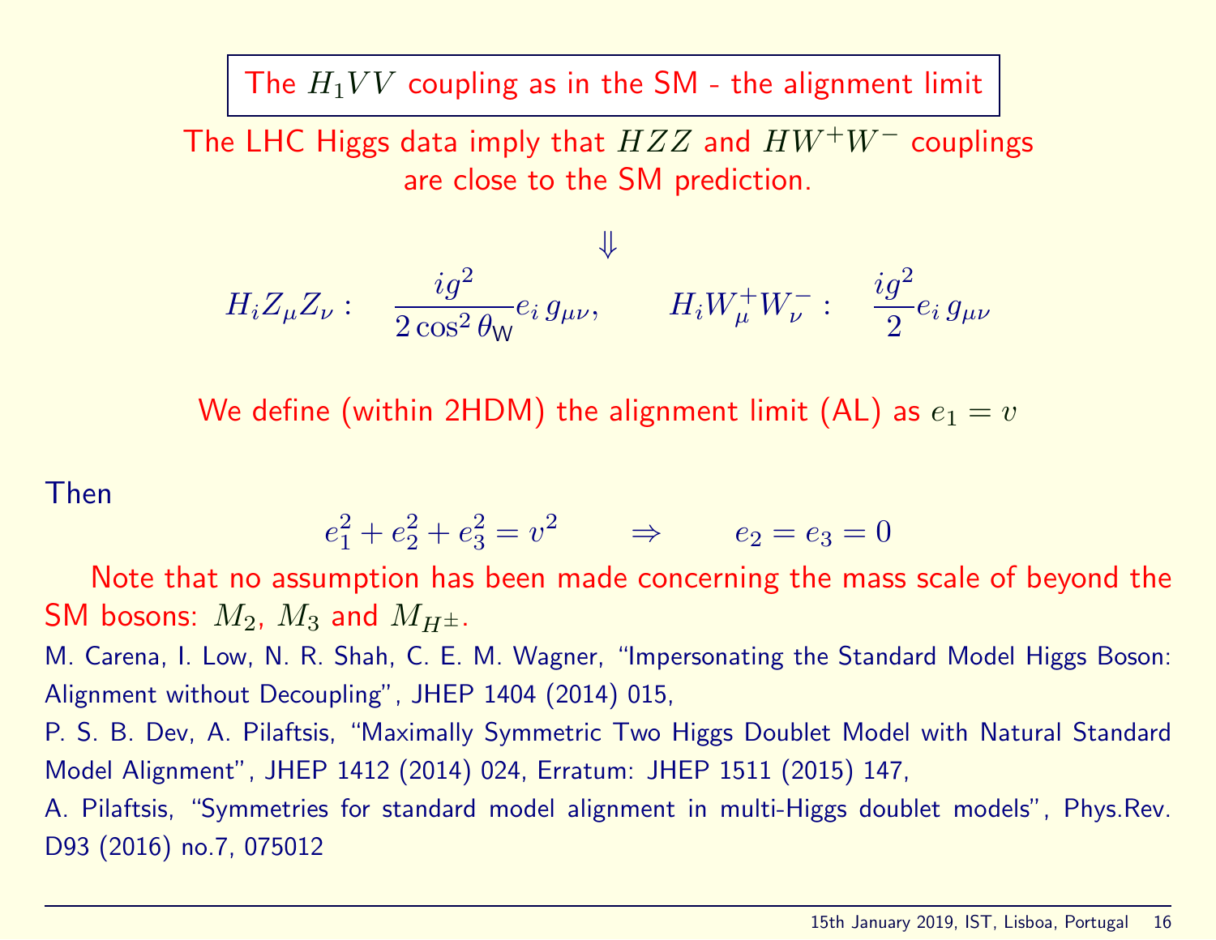## The $H_1VV$ coupling as in the SM - the alignment limit

The LHC Higgs data imply that $HZZ$ and $HW^+W^-$ couplings are close to the SM prediction.

$$\Downarrow$$

$$H_i Z_\mu Z_\nu : \quad \frac{ig^2}{2\cos^2\theta_{\mathrm{W}}} e_i \, g_{\mu\nu}, \qquad H_i W^+_\mu W^-_\nu : \quad \frac{ig^2}{2} e_i \, g_{\mu\nu}$$

We define (within 2HDM) the alignment limit (AL) as $e_1 = v$

Then

$$e_1^2 + e_2^2 + e_3^2 = v^2 \qquad \Rightarrow \qquad e_2 = e_3 = 0$$

Note that no assumption has been made concerning the mass scale of beyond the SM bosons: $M_2$, $M_3$ and $M_{H^\pm}$.

M. Carena, I. Low, N. R. Shah, C. E. M. Wagner, "Impersonating the Standard Model Higgs Boson: Alignment without Decoupling", JHEP 1404 (2014) 015,

P. S. B. Dev, A. Pilaftsis, "Maximally Symmetric Two Higgs Doublet Model with Natural Standard Model Alignment", JHEP 1412 (2014) 024, Erratum: JHEP 1511 (2015) 147,

A. Pilaftsis, "Symmetries for standard model alignment in multi-Higgs doublet models", Phys.Rev. D93 (2016) no.7, 075012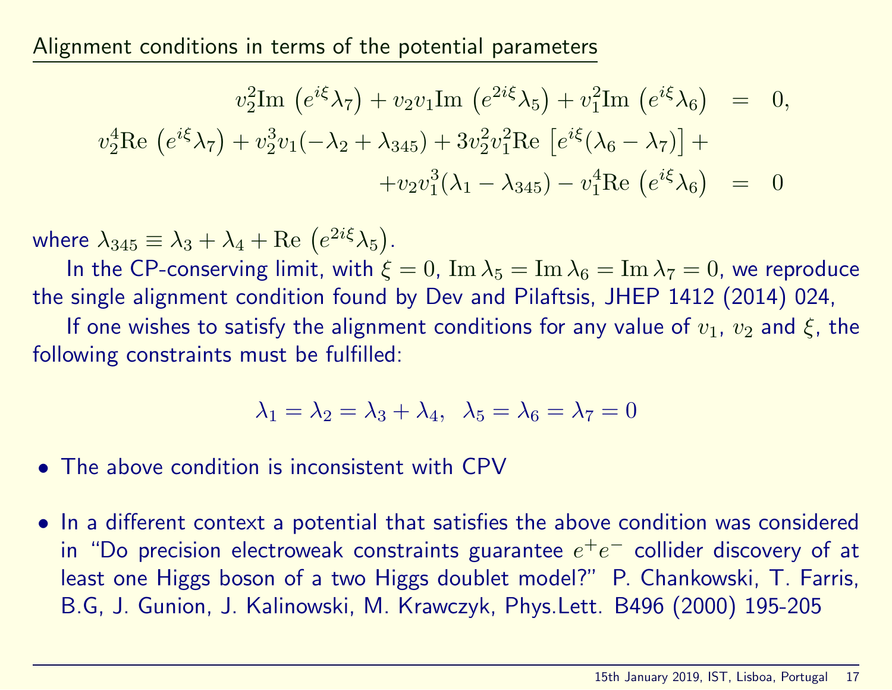## Alignment conditions in terms of the potential parameters

$$
\begin{aligned}
v_2^2 \mathrm{Im}\left(e^{i\xi}\lambda_7\right) + v_2 v_1 \mathrm{Im}\left(e^{2i\xi}\lambda_5\right) + v_1^2 \mathrm{Im}\left(e^{i\xi}\lambda_6\right) &= 0, \\
v_2^4 \mathrm{Re}\left(e^{i\xi}\lambda_7\right) + v_2^3 v_1(-\lambda_2 + \lambda_{345}) + 3 v_2^2 v_1^2 \mathrm{Re}\left[e^{i\xi}(\lambda_6 - \lambda_7)\right] + & \\
+ v_2 v_1^3(\lambda_1 - \lambda_{345}) - v_1^4 \mathrm{Re}\left(e^{i\xi}\lambda_6\right) &= 0
\end{aligned}
$$

where $\lambda_{345} \equiv \lambda_3 + \lambda_4 + \mathrm{Re}\left(e^{2i\xi}\lambda_5\right)$.

In the CP-conserving limit, with $\xi = 0$, $\mathrm{Im}\,\lambda_5 = \mathrm{Im}\,\lambda_6 = \mathrm{Im}\,\lambda_7 = 0$, we reproduce the single alignment condition found by Dev and Pilaftsis, JHEP 1412 (2014) 024,

If one wishes to satisfy the alignment conditions for any value of $v_1$, $v_2$ and $\xi$, the following constraints must be fulfilled:

$$
\lambda_1 = \lambda_2 = \lambda_3 + \lambda_4, \quad \lambda_5 = \lambda_6 = \lambda_7 = 0
$$

- The above condition is inconsistent with CPV
- In a different context a potential that satisfies the above condition was considered in "Do precision electroweak constraints guarantee $e^+e^-$ collider discovery of at least one Higgs boson of a two Higgs doublet model?" P. Chankowski, T. Farris, B.G, J. Gunion, J. Kalinowski, M. Krawczyk, Phys.Lett. B496 (2000) 195-205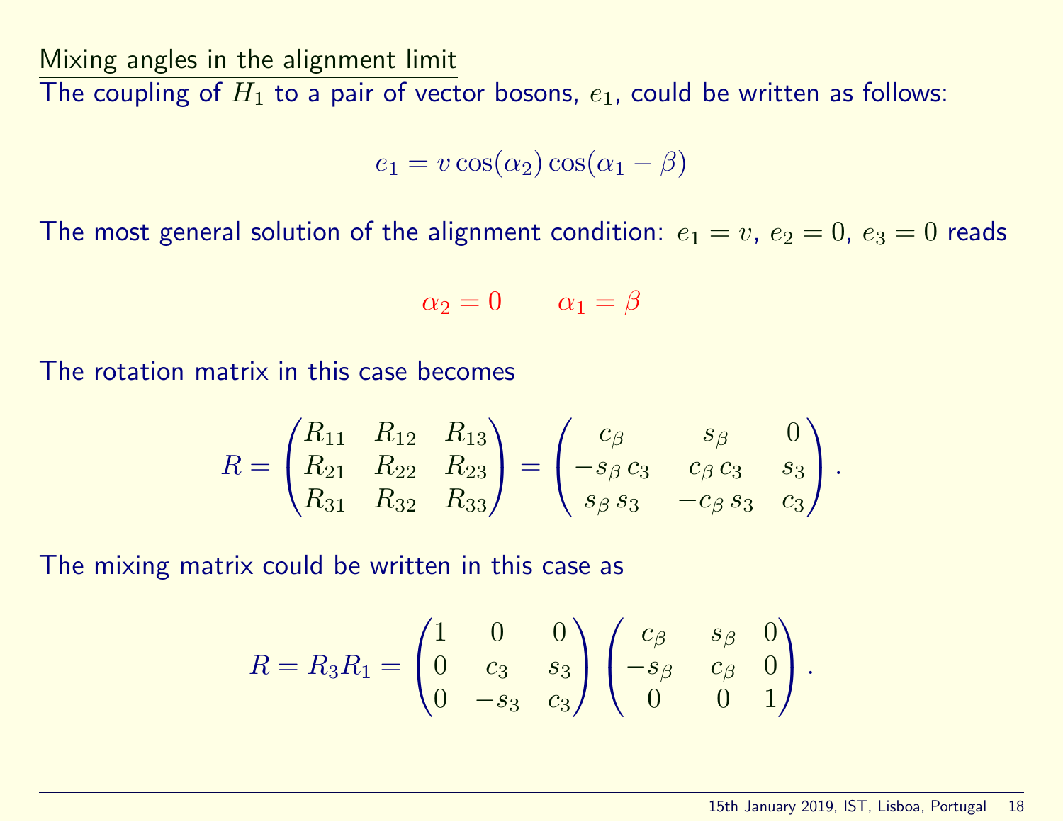## Mixing angles in the alignment limit

The coupling of $H_1$ to a pair of vector bosons, $e_1$, could be written as follows:

$$e_1 = v \cos(\alpha_2) \cos(\alpha_1 - \beta)$$

The most general solution of the alignment condition: $e_1 = v$, $e_2 = 0$, $e_3 = 0$ reads

$$\alpha_2 = 0 \qquad \alpha_1 = \beta$$

The rotation matrix in this case becomes

$$R = \begin{pmatrix} R_{11} & R_{12} & R_{13} \\ R_{21} & R_{22} & R_{23} \\ R_{31} & R_{32} & R_{33} \end{pmatrix} = \begin{pmatrix} c_\beta & s_\beta & 0 \\ -s_\beta \, c_3 & c_\beta \, c_3 & s_3 \\ s_\beta \, s_3 & -c_\beta \, s_3 & c_3 \end{pmatrix}.$$

The mixing matrix could be written in this case as

$$R = R_3 R_1 = \begin{pmatrix} 1 & 0 & 0 \\ 0 & c_3 & s_3 \\ 0 & -s_3 & c_3 \end{pmatrix} \begin{pmatrix} c_\beta & s_\beta & 0 \\ -s_\beta & c_\beta & 0 \\ 0 & 0 & 1 \end{pmatrix}.$$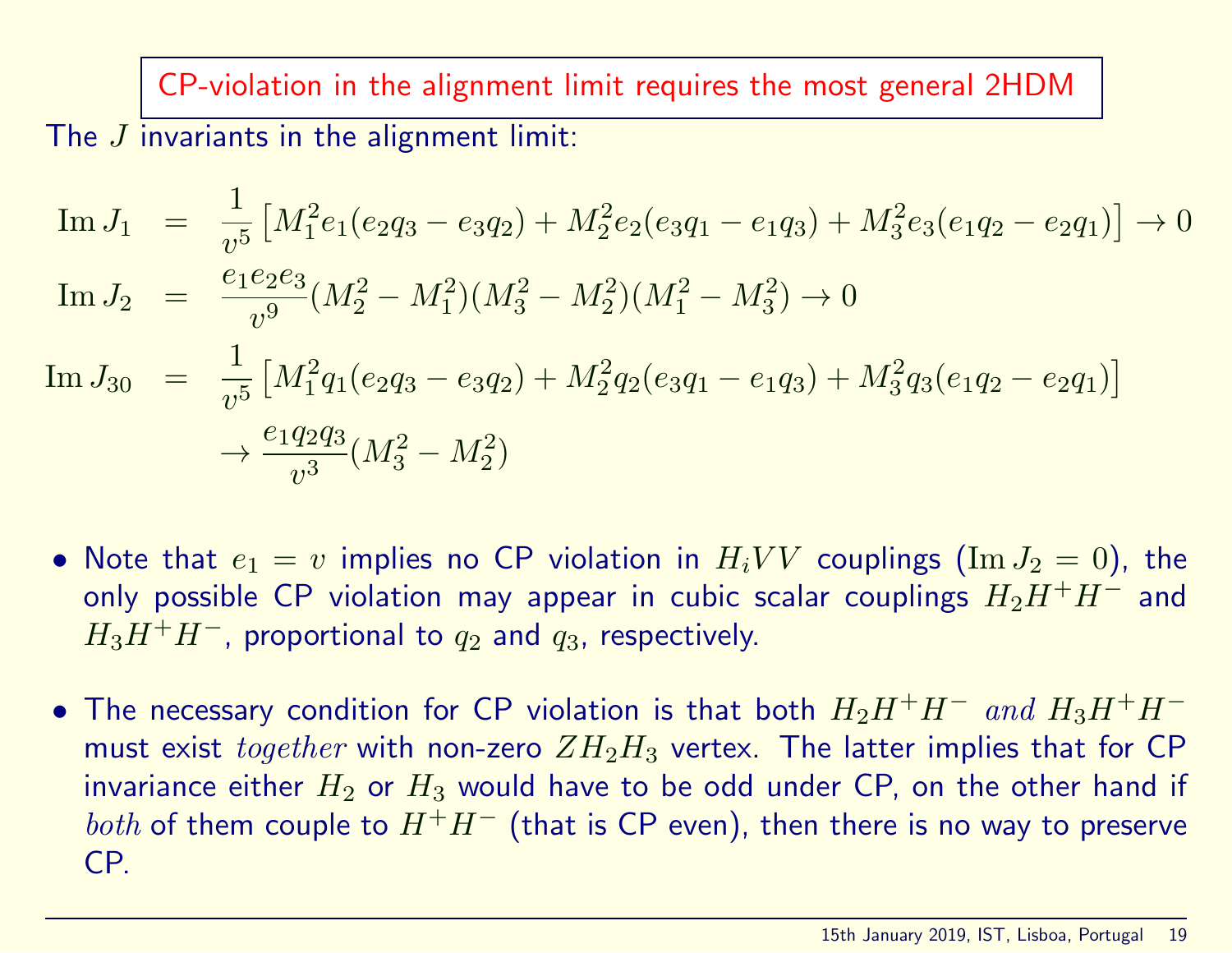## CP-violation in the alignment limit requires the most general 2HDM

The $J$ invariants in the alignment limit:

$$
\begin{aligned}
\mathrm{Im}\, J_1 &= \frac{1}{v^5}\left[M_1^2 e_1(e_2 q_3 - e_3 q_2) + M_2^2 e_2(e_3 q_1 - e_1 q_3) + M_3^2 e_3(e_1 q_2 - e_2 q_1)\right] \to 0 \\
\mathrm{Im}\, J_2 &= \frac{e_1 e_2 e_3}{v^9}(M_2^2 - M_1^2)(M_3^2 - M_2^2)(M_1^2 - M_3^2) \to 0 \\
\mathrm{Im}\, J_{30} &= \frac{1}{v^5}\left[M_1^2 q_1(e_2 q_3 - e_3 q_2) + M_2^2 q_2(e_3 q_1 - e_1 q_3) + M_3^2 q_3(e_1 q_2 - e_2 q_1)\right] \\
&\to \frac{e_1 q_2 q_3}{v^3}(M_3^2 - M_2^2)
\end{aligned}
$$

- Note that $e_1 = v$ implies no CP violation in $H_i VV$ couplings ($\mathrm{Im}\, J_2 = 0$), the only possible CP violation may appear in cubic scalar couplings $H_2 H^+ H^-$ and $H_3 H^+ H^-$, proportional to $q_2$ and $q_3$, respectively.

- The necessary condition for CP violation is that both $H_2 H^+ H^-$ *and* $H_3 H^+ H^-$ must exist *together* with non-zero $Z H_2 H_3$ vertex. The latter implies that for CP invariance either $H_2$ or $H_3$ would have to be odd under CP, on the other hand if *both* of them couple to $H^+ H^-$ (that is CP even), then there is no way to preserve CP.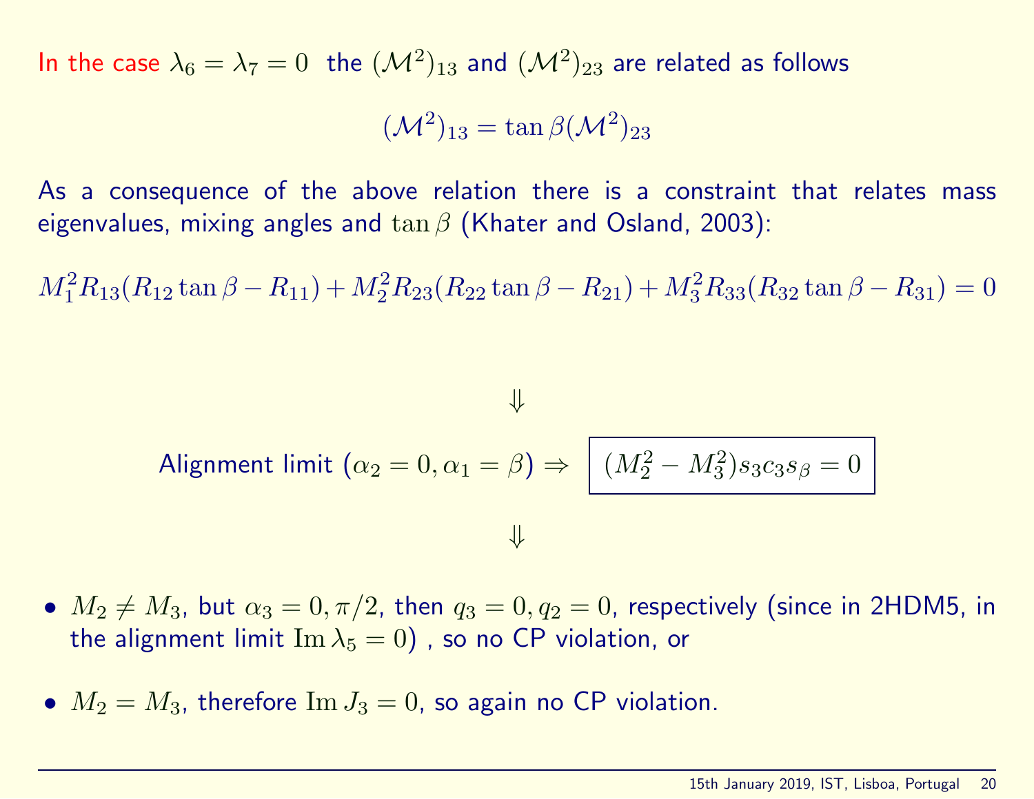In the case $\lambda_6 = \lambda_7 = 0$ the $(\mathcal{M}^2)_{13}$ and $(\mathcal{M}^2)_{23}$ are related as follows

$$(\mathcal{M}^2)_{13} = \tan\beta(\mathcal{M}^2)_{23}$$

As a consequence of the above relation there is a constraint that relates mass eigenvalues, mixing angles and $\tan\beta$ (Khater and Osland, 2003):

$$M_1^2 R_{13}(R_{12}\tan\beta - R_{11}) + M_2^2 R_{23}(R_{22}\tan\beta - R_{21}) + M_3^2 R_{33}(R_{32}\tan\beta - R_{31}) = 0$$

$$\Downarrow$$

Alignment limit ($\alpha_2 = 0, \alpha_1 = \beta$) $\Rightarrow$ $\boxed{(M_2^2 - M_3^2)s_3 c_3 s_\beta = 0}$

$$\Downarrow$$

- $M_2 \neq M_3$, but $\alpha_3 = 0, \pi/2$, then $q_3 = 0, q_2 = 0$, respectively (since in 2HDM5, in the alignment limit $\mathrm{Im}\,\lambda_5 = 0$) , so no CP violation, or
- $M_2 = M_3$, therefore $\mathrm{Im}\,J_3 = 0$, so again no CP violation.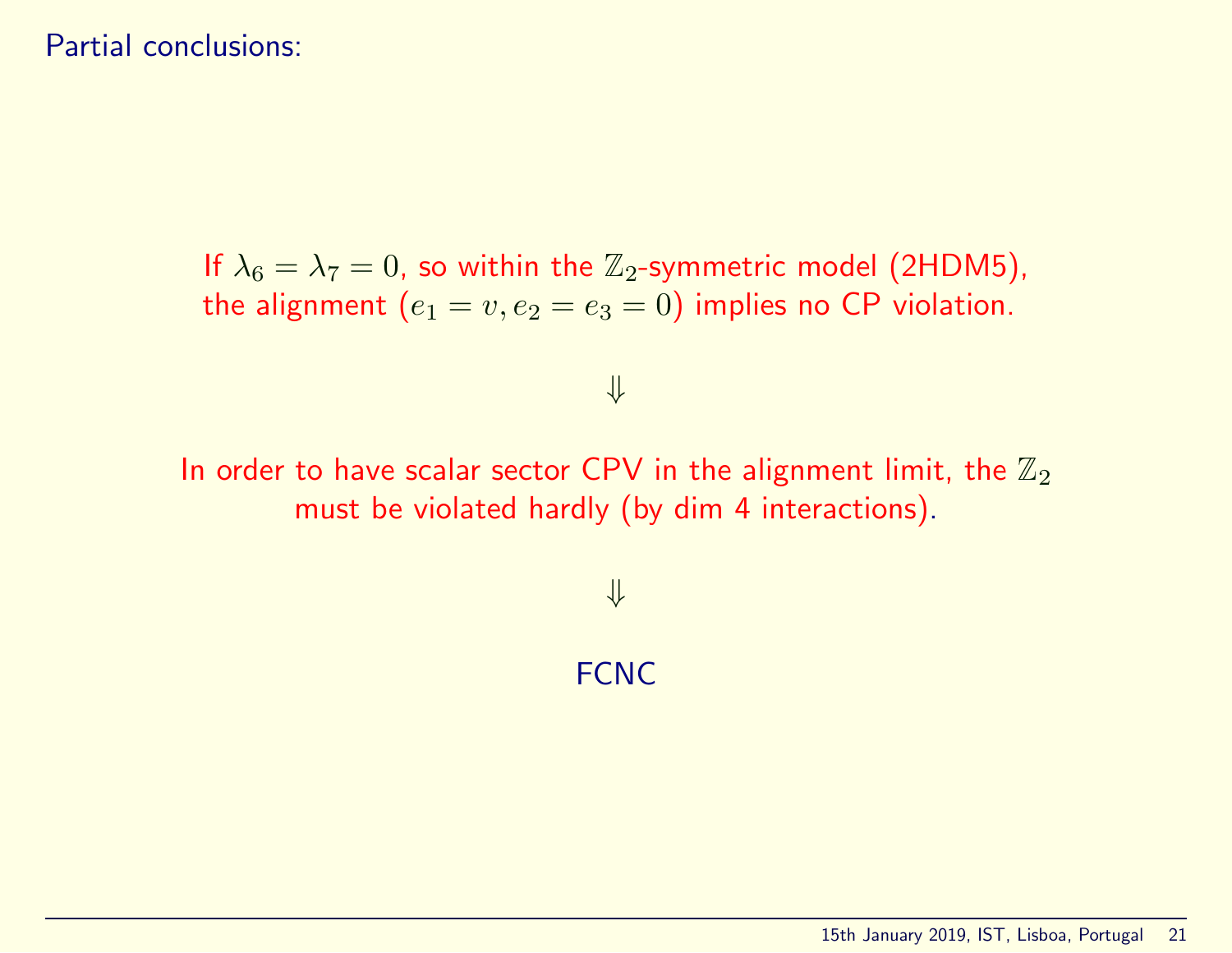Partial conclusions:

If $\lambda_6 = \lambda_7 = 0$, so within the $\mathbb{Z}_2$-symmetric model (2HDM5), the alignment $(e_1 = v, e_2 = e_3 = 0)$ implies no CP violation.

$\Downarrow$

In order to have scalar sector CPV in the alignment limit, the $\mathbb{Z}_2$ must be violated hardly (by dim 4 interactions).

$\Downarrow$

FCNC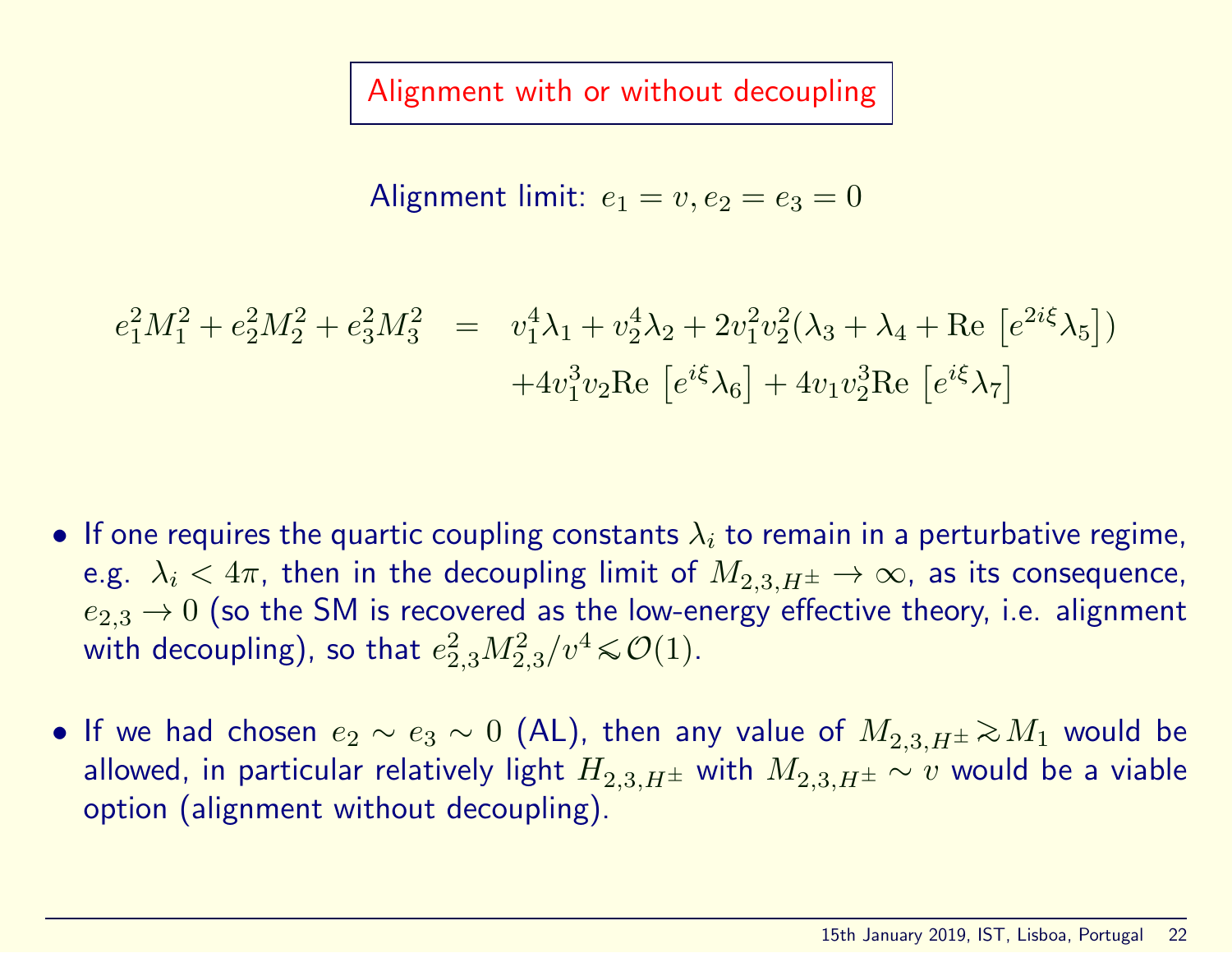# Alignment with or without decoupling

Alignment limit: $e_1 = v, e_2 = e_3 = 0$

$$
\begin{aligned}
e_1^2 M_1^2 + e_2^2 M_2^2 + e_3^2 M_3^2 \;=\;& v_1^4 \lambda_1 + v_2^4 \lambda_2 + 2 v_1^2 v_2^2 (\lambda_3 + \lambda_4 + \mathrm{Re}\left[e^{2i\xi}\lambda_5\right]) \\
& + 4 v_1^3 v_2 \mathrm{Re}\left[e^{i\xi}\lambda_6\right] + 4 v_1 v_2^3 \mathrm{Re}\left[e^{i\xi}\lambda_7\right]
\end{aligned}
$$

- If one requires the quartic coupling constants $\lambda_i$ to remain in a perturbative regime, e.g. $\lambda_i < 4\pi$, then in the decoupling limit of $M_{2,3,H^\pm} \to \infty$, as its consequence, $e_{2,3} \to 0$ (so the SM is recovered as the low-energy effective theory, i.e. alignment with decoupling), so that $e_{2,3}^2 M_{2,3}^2 / v^4 \lesssim \mathcal{O}(1)$.

- If we had chosen $e_2 \sim e_3 \sim 0$ (AL), then any value of $M_{2,3,H^\pm} \gtrsim M_1$ would be allowed, in particular relatively light $H_{2,3,H^\pm}$ with $M_{2,3,H^\pm} \sim v$ would be a viable option (alignment without decoupling).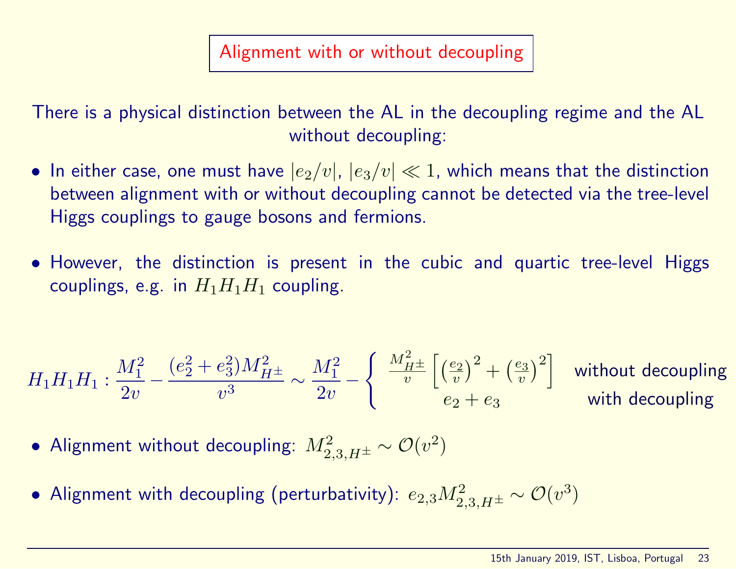# Alignment with or without decoupling

There is a physical distinction between the AL in the decoupling regime and the AL without decoupling:

- In either case, one must have $|e_2/v|$, $|e_3/v| \ll 1$, which means that the distinction between alignment with or without decoupling cannot be detected via the tree-level Higgs couplings to gauge bosons and fermions.

- However, the distinction is present in the cubic and quartic tree-level Higgs couplings, e.g. in $H_1H_1H_1$ coupling.

$$H_1H_1H_1 : \frac{M_1^2}{2v} - \frac{(e_2^2+e_3^2)M_{H^\pm}^2}{v^3} \sim \frac{M_1^2}{2v} - \begin{cases} \frac{M_{H^\pm}^2}{v}\left[\left(\frac{e_2}{v}\right)^2 + \left(\frac{e_3}{v}\right)^2\right] & \text{without decoupling} \\ e_2 + e_3 & \text{with decoupling} \end{cases}$$

- Alignment without decoupling: $M_{2,3,H^\pm}^2 \sim \mathcal{O}(v^2)$

- Alignment with decoupling (perturbativity): $e_{2,3}M_{2,3,H^\pm}^2 \sim \mathcal{O}(v^3)$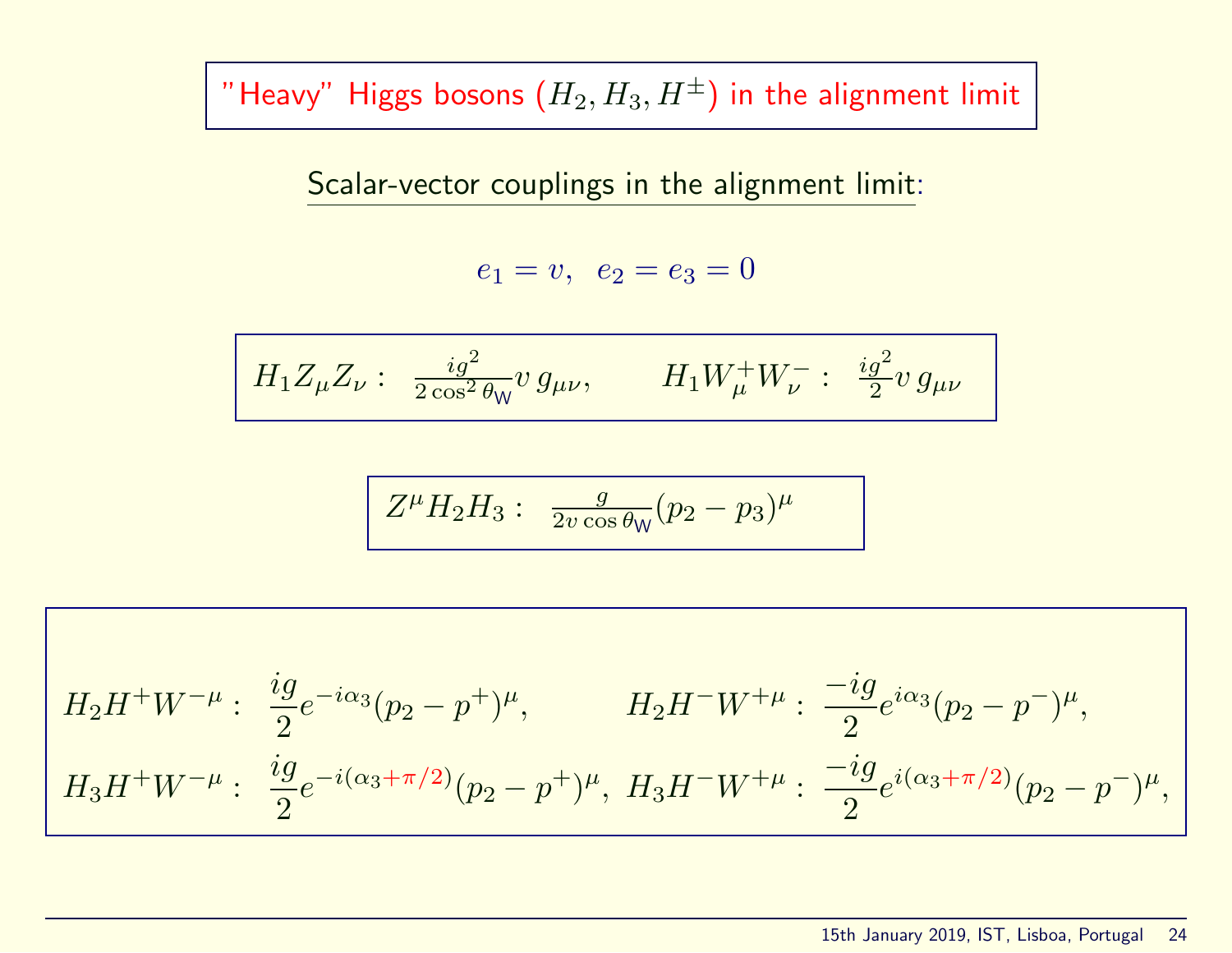# "Heavy" Higgs bosons ($H_2, H_3, H^\pm$) in the alignment limit

Scalar-vector couplings in the alignment limit:

$$e_1 = v, \;\; e_2 = e_3 = 0$$

$$H_1 Z_\mu Z_\nu : \;\; \frac{ig^2}{2\cos^2\theta_{\mathrm{W}}} v \, g_{\mu\nu}, \qquad H_1 W^+_\mu W^-_\nu : \;\; \frac{ig^2}{2} v \, g_{\mu\nu}$$

$$Z^\mu H_2 H_3 : \;\; \frac{g}{2v\cos\theta_{\mathrm{W}}}(p_2 - p_3)^\mu$$

$$H_2 H^+ W^{-\mu} : \;\; \frac{ig}{2} e^{-i\alpha_3}(p_2 - p^+)^\mu, \qquad H_2 H^- W^{+\mu} : \;\; \frac{-ig}{2} e^{i\alpha_3}(p_2 - p^-)^\mu,$$

$$H_3 H^+ W^{-\mu} : \;\; \frac{ig}{2} e^{-i(\alpha_3 + \pi/2)}(p_2 - p^+)^\mu, \qquad H_3 H^- W^{+\mu} : \;\; \frac{-ig}{2} e^{i(\alpha_3 + \pi/2)}(p_2 - p^-)^\mu,$$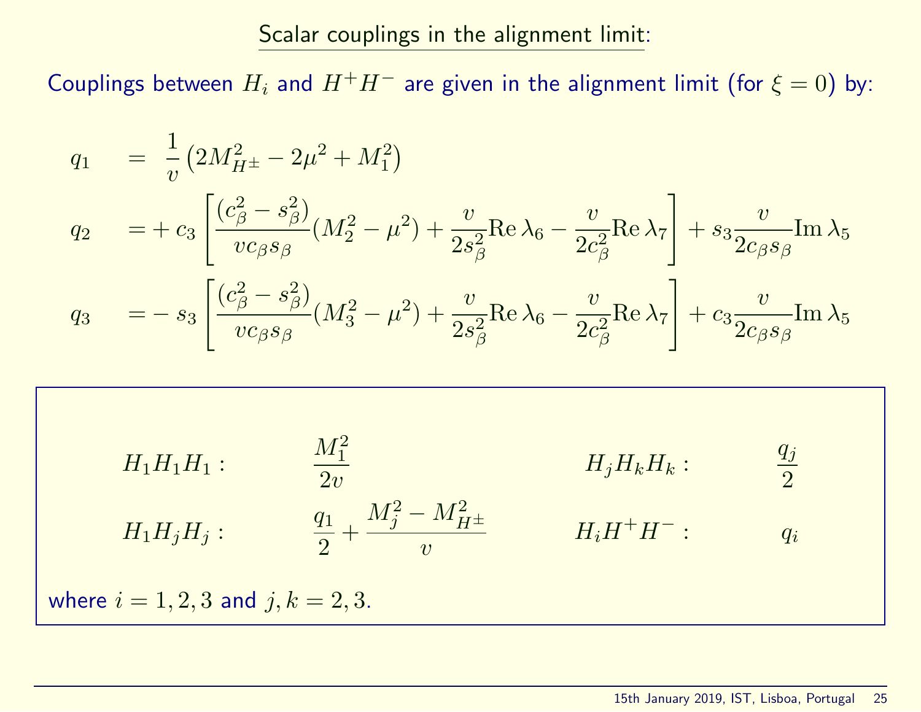## Scalar couplings in the alignment limit:

Couplings between $H_i$ and $H^+H^-$ are given in the alignment limit (for $\xi = 0$) by:

$$
\begin{aligned}
q_1 &= \frac{1}{v}\left(2M_{H^\pm}^2 - 2\mu^2 + M_1^2\right) \\
q_2 &= +\, c_3 \left[\frac{(c_\beta^2 - s_\beta^2)}{v c_\beta s_\beta}(M_2^2 - \mu^2) + \frac{v}{2s_\beta^2}\mathrm{Re}\,\lambda_6 - \frac{v}{2c_\beta^2}\mathrm{Re}\,\lambda_7\right] + s_3 \frac{v}{2c_\beta s_\beta}\mathrm{Im}\,\lambda_5 \\
q_3 &= -\, s_3 \left[\frac{(c_\beta^2 - s_\beta^2)}{v c_\beta s_\beta}(M_3^2 - \mu^2) + \frac{v}{2s_\beta^2}\mathrm{Re}\,\lambda_6 - \frac{v}{2c_\beta^2}\mathrm{Re}\,\lambda_7\right] + c_3 \frac{v}{2c_\beta s_\beta}\mathrm{Im}\,\lambda_5
\end{aligned}
$$

| | | | |
|---|---|---|---|
| $H_1H_1H_1:$ | $\dfrac{M_1^2}{2v}$ | $H_jH_kH_k:$ | $\dfrac{q_j}{2}$ |
| $H_1H_jH_j:$ | $\dfrac{q_1}{2} + \dfrac{M_j^2 - M_{H^\pm}^2}{v}$ | $H_iH^+H^-:$ | $q_i$ |

where $i = 1, 2, 3$ and $j, k = 2, 3$.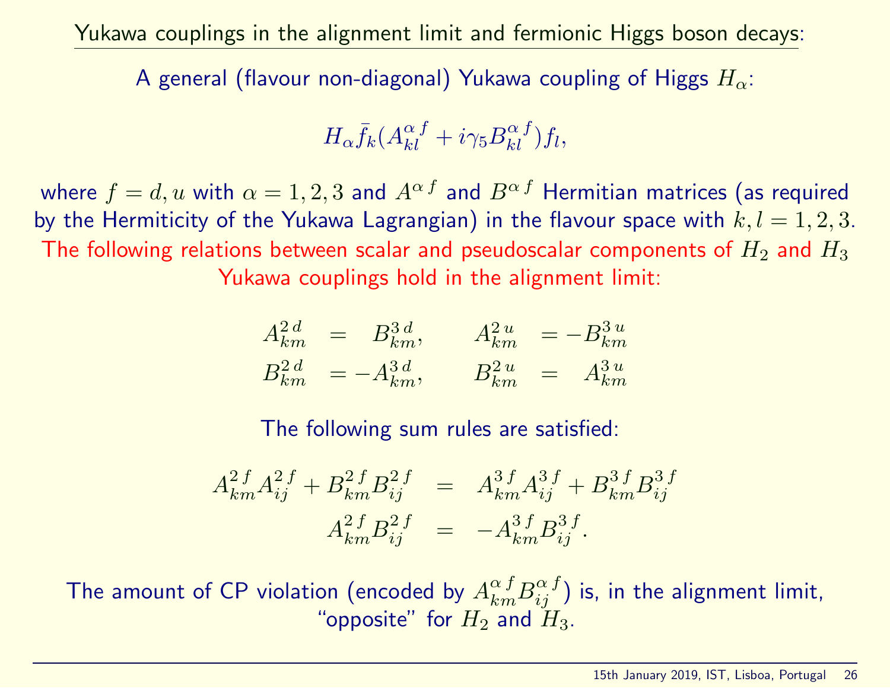## Yukawa couplings in the alignment limit and fermionic Higgs boson decays:

A general (flavour non-diagonal) Yukawa coupling of Higgs $H_\alpha$:

$$H_\alpha \bar{f}_k (A^{\alpha\, f}_{kl} + i\gamma_5 B^{\alpha\, f}_{kl}) f_l,$$

where $f = d, u$ with $\alpha = 1, 2, 3$ and $A^{\alpha\, f}$ and $B^{\alpha\, f}$ Hermitian matrices (as required by the Hermiticity of the Yukawa Lagrangian) in the flavour space with $k, l = 1, 2, 3$.

The following relations between scalar and pseudoscalar components of $H_2$ and $H_3$ Yukawa couplings hold in the alignment limit:

$$A^{2\, d}_{km} = B^{3\, d}_{km}, \qquad A^{2\, u}_{km} = -B^{3\, u}_{km}$$
$$B^{2\, d}_{km} = -A^{3\, d}_{km}, \qquad B^{2\, u}_{km} = A^{3\, u}_{km}$$

The following sum rules are satisfied:

$$A^{2\, f}_{km} A^{2\, f}_{ij} + B^{2\, f}_{km} B^{2\, f}_{ij} = A^{3\, f}_{km} A^{3\, f}_{ij} + B^{3\, f}_{km} B^{3\, f}_{ij}$$
$$A^{2\, f}_{km} B^{2\, f}_{ij} = -A^{3\, f}_{km} B^{3\, f}_{ij}.$$

The amount of CP violation (encoded by $A^{\alpha\, f}_{km} B^{\alpha\, f}_{ij}$) is, in the alignment limit, "opposite" for $H_2$ and $H_3$.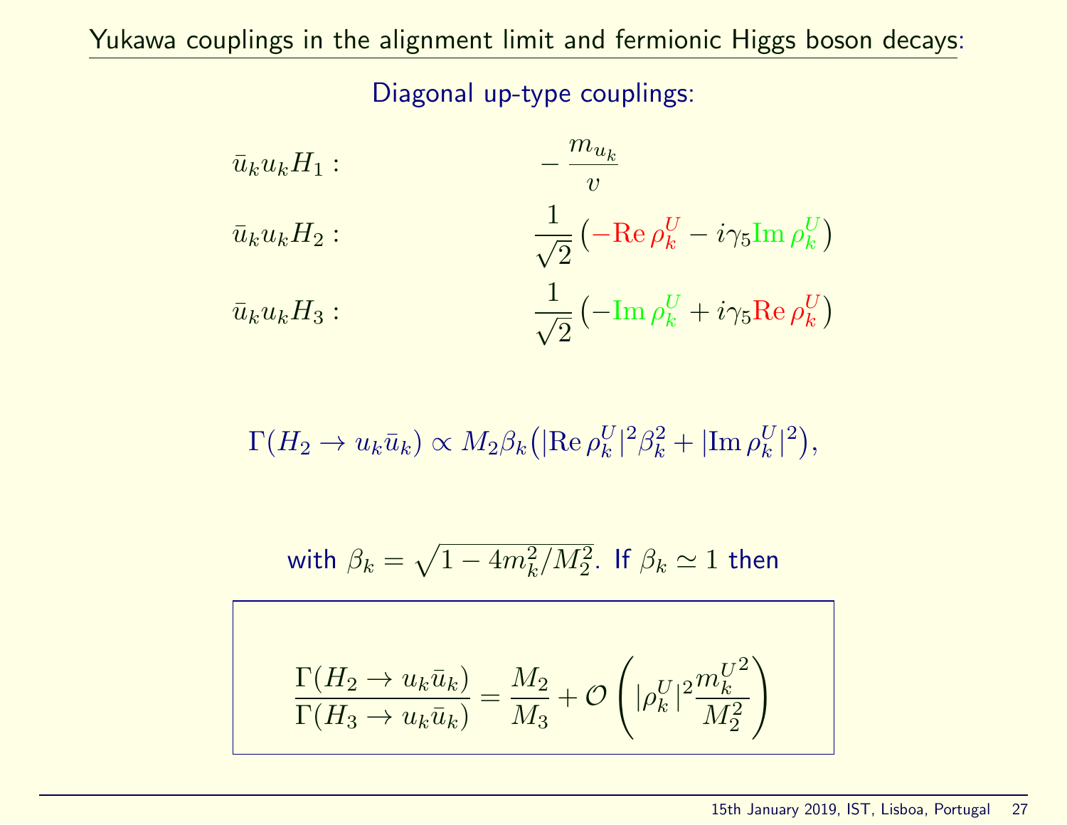## Yukawa couplings in the alignment limit and fermionic Higgs boson decays:

### Diagonal up-type couplings:

$\bar{u}_k u_k H_1 :$ $\quad -\dfrac{m_{u_k}}{v}$

$\bar{u}_k u_k H_2 :$ $\quad \dfrac{1}{\sqrt{2}}\left(-\mathrm{Re}\,\rho^U_k - i\gamma_5 \mathrm{Im}\,\rho^U_k\right)$

$\bar{u}_k u_k H_3 :$ $\quad \dfrac{1}{\sqrt{2}}\left(-\mathrm{Im}\,\rho^U_k + i\gamma_5 \mathrm{Re}\,\rho^U_k\right)$

$$\Gamma(H_2 \to u_k \bar{u}_k) \propto M_2 \beta_k \big(|\mathrm{Re}\,\rho^U_k|^2 \beta_k^2 + |\mathrm{Im}\,\rho^U_k|^2\big),$$

with $\beta_k = \sqrt{1 - 4m_k^2/M_2^2}$. If $\beta_k \simeq 1$ then

$$\frac{\Gamma(H_2 \to u_k \bar{u}_k)}{\Gamma(H_3 \to u_k \bar{u}_k)} = \frac{M_2}{M_3} + \mathcal{O}\left(|\rho^U_k|^2 \frac{{m^U_k}^2}{M_2^2}\right)$$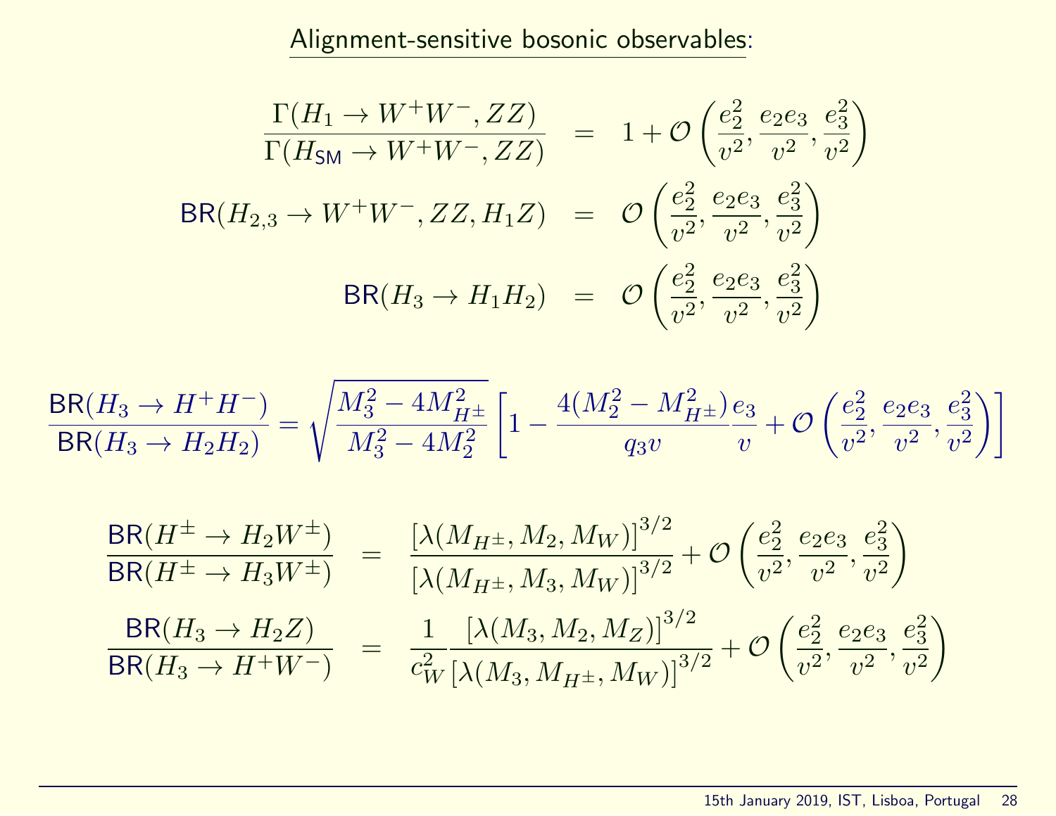## Alignment-sensitive bosonic observables:

$$
\begin{aligned}
\frac{\Gamma(H_1 \to W^+W^-, ZZ)}{\Gamma(H_{\mathsf{SM}} \to W^+W^-, ZZ)} &= 1 + \mathcal{O}\left(\frac{e_2^2}{v^2}, \frac{e_2 e_3}{v^2}, \frac{e_3^2}{v^2}\right) \\
\mathsf{BR}(H_{2,3} \to W^+W^-, ZZ, H_1 Z) &= \mathcal{O}\left(\frac{e_2^2}{v^2}, \frac{e_2 e_3}{v^2}, \frac{e_3^2}{v^2}\right) \\
\mathsf{BR}(H_3 \to H_1 H_2) &= \mathcal{O}\left(\frac{e_2^2}{v^2}, \frac{e_2 e_3}{v^2}, \frac{e_3^2}{v^2}\right)
\end{aligned}
$$

$$
\frac{\mathsf{BR}(H_3 \to H^+H^-)}{\mathsf{BR}(H_3 \to H_2 H_2)} = \sqrt{\frac{M_3^2 - 4M_{H^\pm}^2}{M_3^2 - 4M_2^2}} \left[1 - \frac{4(M_2^2 - M_{H^\pm}^2)}{q_3 v}\frac{e_3}{v} + \mathcal{O}\left(\frac{e_2^2}{v^2}, \frac{e_2 e_3}{v^2}, \frac{e_3^2}{v^2}\right)\right]
$$

$$
\begin{aligned}
\frac{\mathsf{BR}(H^\pm \to H_2 W^\pm)}{\mathsf{BR}(H^\pm \to H_3 W^\pm)} &= \frac{\left[\lambda(M_{H^\pm}, M_2, M_W)\right]^{3/2}}{\left[\lambda(M_{H^\pm}, M_3, M_W)\right]^{3/2}} + \mathcal{O}\left(\frac{e_2^2}{v^2}, \frac{e_2 e_3}{v^2}, \frac{e_3^2}{v^2}\right) \\
\frac{\mathsf{BR}(H_3 \to H_2 Z)}{\mathsf{BR}(H_3 \to H^+ W^-)} &= \frac{1}{c_W^2}\frac{\left[\lambda(M_3, M_2, M_Z)\right]^{3/2}}{\left[\lambda(M_3, M_{H^\pm}, M_W)\right]^{3/2}} + \mathcal{O}\left(\frac{e_2^2}{v^2}, \frac{e_2 e_3}{v^2}, \frac{e_3^2}{v^2}\right)
\end{aligned}
$$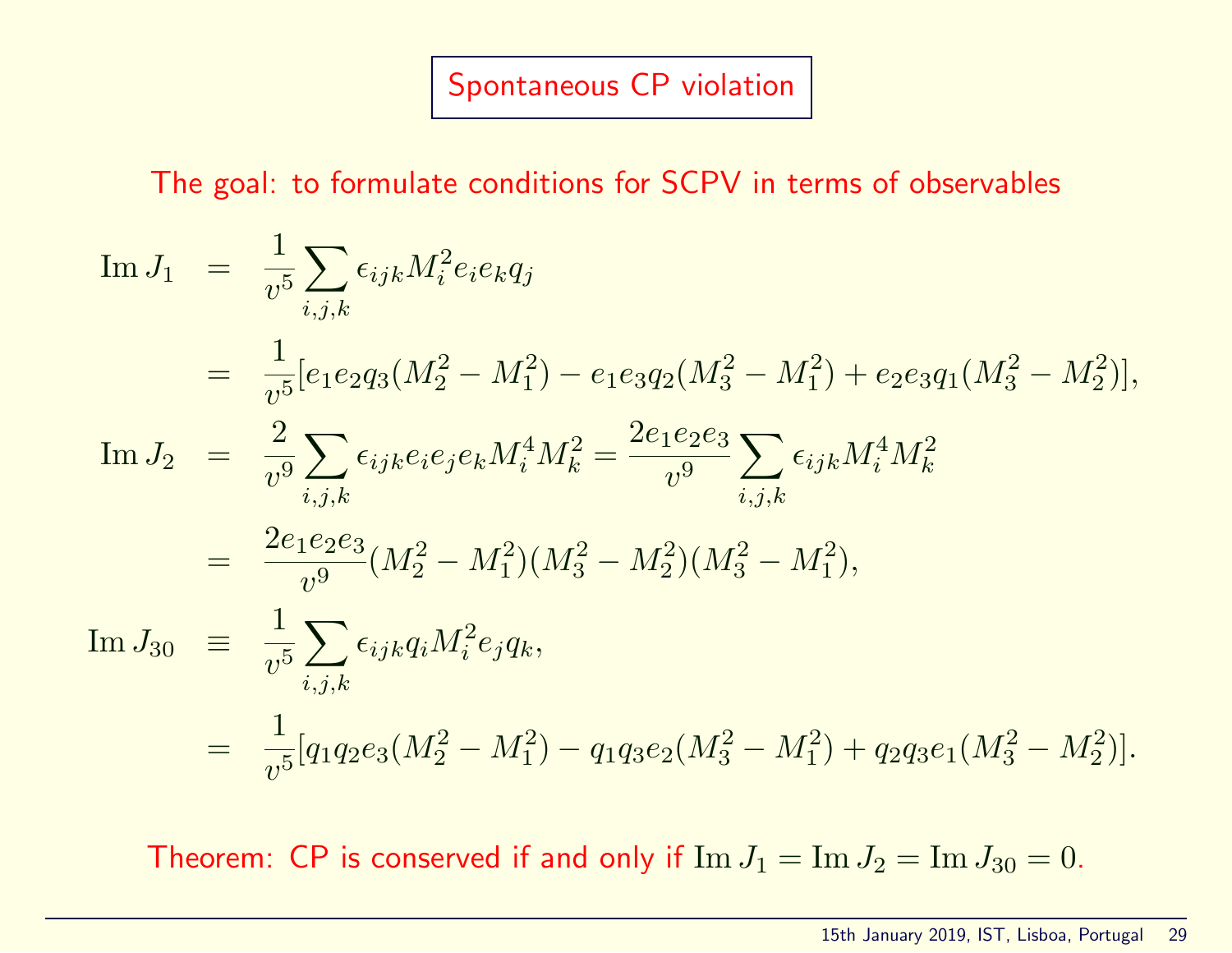# Spontaneous CP violation

The goal: to formulate conditions for SCPV in terms of observables

$$
\begin{aligned}
\operatorname{Im} J_1 &= \frac{1}{v^5}\sum_{i,j,k}\epsilon_{ijk} M_i^2 e_i e_k q_j \\
&= \frac{1}{v^5}[e_1 e_2 q_3 (M_2^2 - M_1^2) - e_1 e_3 q_2 (M_3^2 - M_1^2) + e_2 e_3 q_1 (M_3^2 - M_2^2)], \\
\operatorname{Im} J_2 &= \frac{2}{v^9}\sum_{i,j,k}\epsilon_{ijk} e_i e_j e_k M_i^4 M_k^2 = \frac{2 e_1 e_2 e_3}{v^9}\sum_{i,j,k}\epsilon_{ijk} M_i^4 M_k^2 \\
&= \frac{2 e_1 e_2 e_3}{v^9}(M_2^2 - M_1^2)(M_3^2 - M_2^2)(M_3^2 - M_1^2), \\
\operatorname{Im} J_{30} &\equiv \frac{1}{v^5}\sum_{i,j,k}\epsilon_{ijk} q_i M_i^2 e_j q_k, \\
&= \frac{1}{v^5}[q_1 q_2 e_3 (M_2^2 - M_1^2) - q_1 q_3 e_2 (M_3^2 - M_1^2) + q_2 q_3 e_1 (M_3^2 - M_2^2)].
\end{aligned}
$$

Theorem: CP is conserved if and only if $\operatorname{Im} J_1 = \operatorname{Im} J_2 = \operatorname{Im} J_{30} = 0$.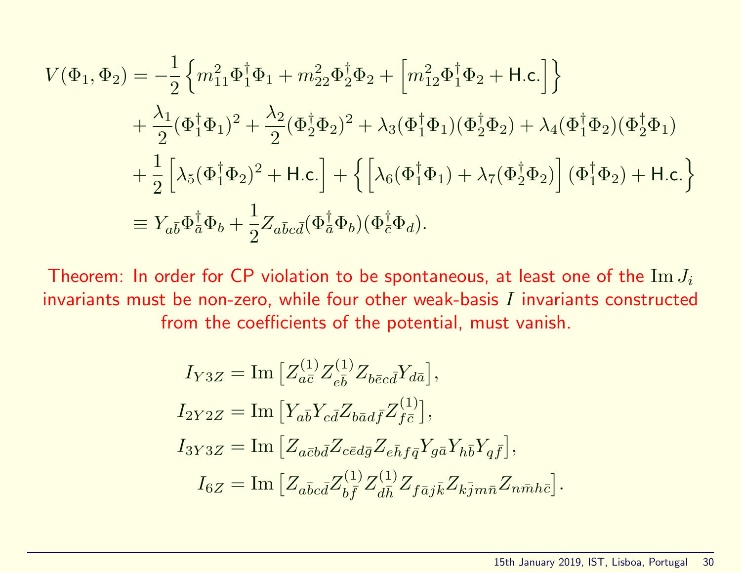$$
\begin{aligned}
V(\Phi_1, \Phi_2) &= -\frac{1}{2}\left\{m_{11}^2 \Phi_1^\dagger \Phi_1 + m_{22}^2 \Phi_2^\dagger \Phi_2 + \left[m_{12}^2 \Phi_1^\dagger \Phi_2 + \text{H.c.}\right]\right\} \\
&+ \frac{\lambda_1}{2}(\Phi_1^\dagger \Phi_1)^2 + \frac{\lambda_2}{2}(\Phi_2^\dagger \Phi_2)^2 + \lambda_3 (\Phi_1^\dagger \Phi_1)(\Phi_2^\dagger \Phi_2) + \lambda_4 (\Phi_1^\dagger \Phi_2)(\Phi_2^\dagger \Phi_1) \\
&+ \frac{1}{2}\left[\lambda_5 (\Phi_1^\dagger \Phi_2)^2 + \text{H.c.}\right] + \left\{\left[\lambda_6 (\Phi_1^\dagger \Phi_1) + \lambda_7 (\Phi_2^\dagger \Phi_2)\right](\Phi_1^\dagger \Phi_2) + \text{H.c.}\right\} \\
&\equiv Y_{a\bar{b}} \Phi_{\bar{a}}^\dagger \Phi_b + \frac{1}{2} Z_{a\bar{b}c\bar{d}} (\Phi_{\bar{a}}^\dagger \Phi_b)(\Phi_{\bar{c}}^\dagger \Phi_d).
\end{aligned}
$$

Theorem: In order for CP violation to be spontaneous, at least one of the $\operatorname{Im} J_i$ invariants must be non-zero, while four other weak-basis $I$ invariants constructed from the coefficients of the potential, must vanish.

$$
\begin{aligned}
I_{Y3Z} &= \operatorname{Im}\left[Z_{a\bar{c}}^{(1)} Z_{e\bar{b}}^{(1)} Z_{b\bar{e}c\bar{d}} Y_{d\bar{a}}\right], \\
I_{2Y2Z} &= \operatorname{Im}\left[Y_{a\bar{b}} Y_{c\bar{d}} Z_{b\bar{a}d\bar{f}} Z_{f\bar{c}}^{(1)}\right], \\
I_{3Y3Z} &= \operatorname{Im}\left[Z_{a\bar{c}b\bar{d}} Z_{c\bar{e}d\bar{g}} Z_{e\bar{h}f\bar{q}} Y_{g\bar{a}} Y_{h\bar{b}} Y_{q\bar{f}}\right], \\
I_{6Z} &= \operatorname{Im}\left[Z_{a\bar{b}c\bar{d}} Z_{b\bar{f}}^{(1)} Z_{d\bar{h}}^{(1)} Z_{f\bar{a}j\bar{k}} Z_{k\bar{j}m\bar{n}} Z_{n\bar{m}h\bar{c}}\right].
\end{aligned}
$$

15th January 2019, IST, Lisboa, Portugal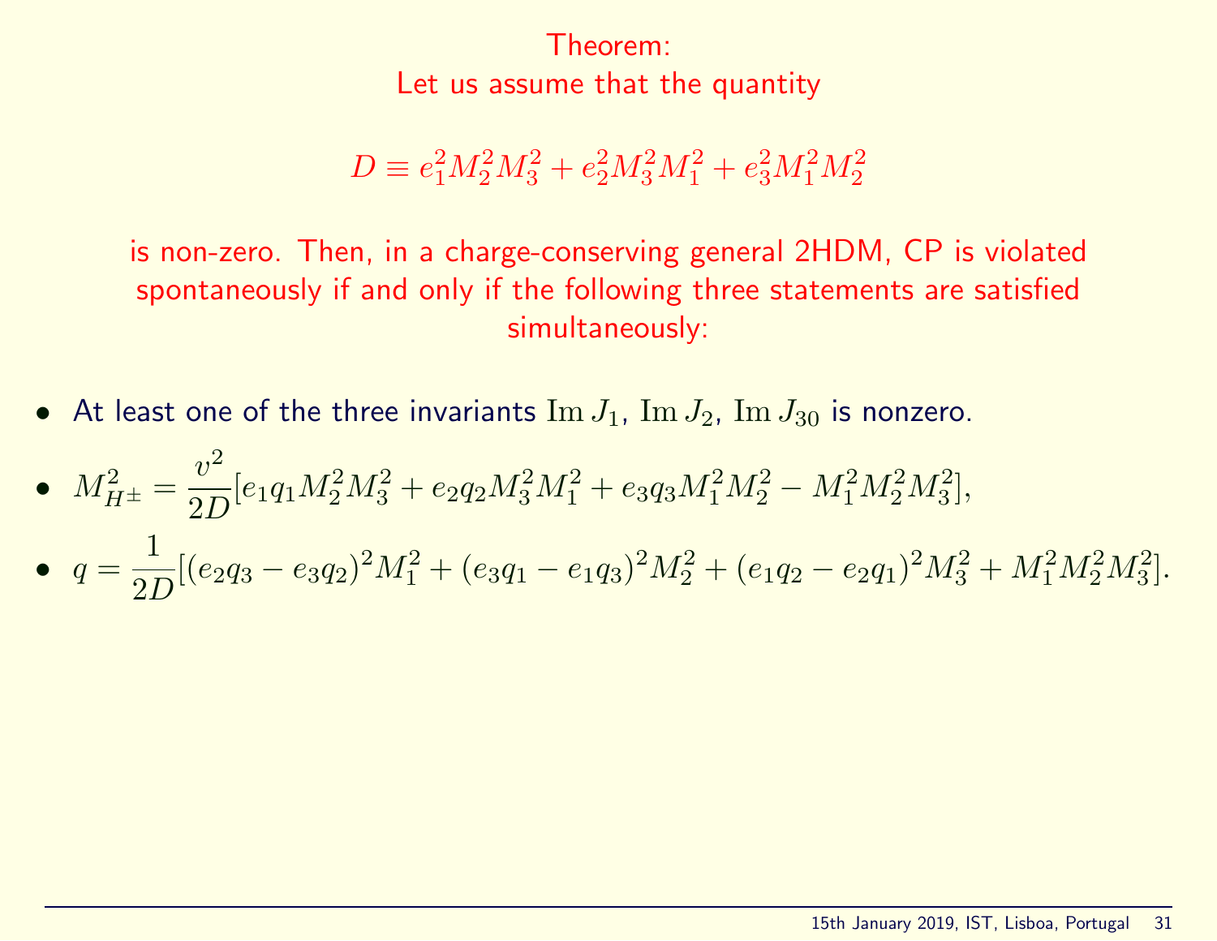Theorem:
Let us assume that the quantity

$$D \equiv e_1^2 M_2^2 M_3^2 + e_2^2 M_3^2 M_1^2 + e_3^2 M_1^2 M_2^2$$

is non-zero. Then, in a charge-conserving general 2HDM, CP is violated spontaneously if and only if the following three statements are satisfied simultaneously:

- At least one of the three invariants $\operatorname{Im} J_1$, $\operatorname{Im} J_2$, $\operatorname{Im} J_{30}$ is nonzero.
- $M_{H^\pm}^2 = \dfrac{v^2}{2D}[e_1 q_1 M_2^2 M_3^2 + e_2 q_2 M_3^2 M_1^2 + e_3 q_3 M_1^2 M_2^2 - M_1^2 M_2^2 M_3^2]$,
- $q = \dfrac{1}{2D}[(e_2 q_3 - e_3 q_2)^2 M_1^2 + (e_3 q_1 - e_1 q_3)^2 M_2^2 + (e_1 q_2 - e_2 q_1)^2 M_3^2 + M_1^2 M_2^2 M_3^2]$.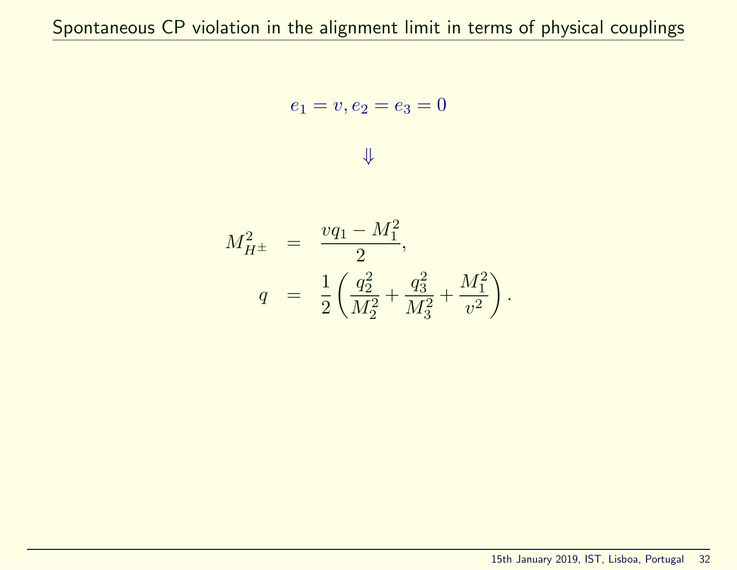# Spontaneous CP violation in the alignment limit in terms of physical couplings

$$e_1 = v, e_2 = e_3 = 0$$

$$\Downarrow$$

$$
\begin{aligned}
M_{H^\pm}^2 &= \frac{vq_1 - M_1^2}{2}, \\
q &= \frac{1}{2}\left(\frac{q_2^2}{M_2^2} + \frac{q_3^2}{M_3^2} + \frac{M_1^2}{v^2}\right).
\end{aligned}
$$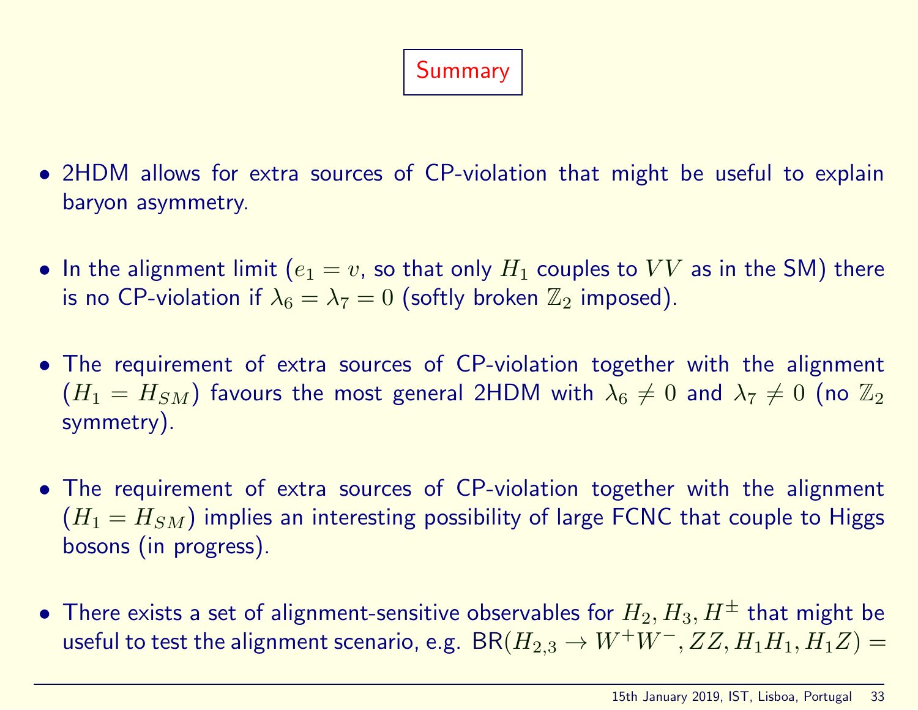# Summary

- 2HDM allows for extra sources of CP-violation that might be useful to explain baryon asymmetry.

- In the alignment limit ($e_1 = v$, so that only $H_1$ couples to $VV$ as in the SM) there is no CP-violation if $\lambda_6 = \lambda_7 = 0$ (softly broken $\mathbb{Z}_2$ imposed).

- The requirement of extra sources of CP-violation together with the alignment ($H_1 = H_{SM}$) favours the most general 2HDM with $\lambda_6 \neq 0$ and $\lambda_7 \neq 0$ (no $\mathbb{Z}_2$ symmetry).

- The requirement of extra sources of CP-violation together with the alignment ($H_1 = H_{SM}$) implies an interesting possibility of large FCNC that couple to Higgs bosons (in progress).

- There exists a set of alignment-sensitive observables for $H_2, H_3, H^\pm$ that might be useful to test the alignment scenario, e.g. $\text{BR}(H_{2,3} \to W^+W^-, ZZ, H_1H_1, H_1Z) =$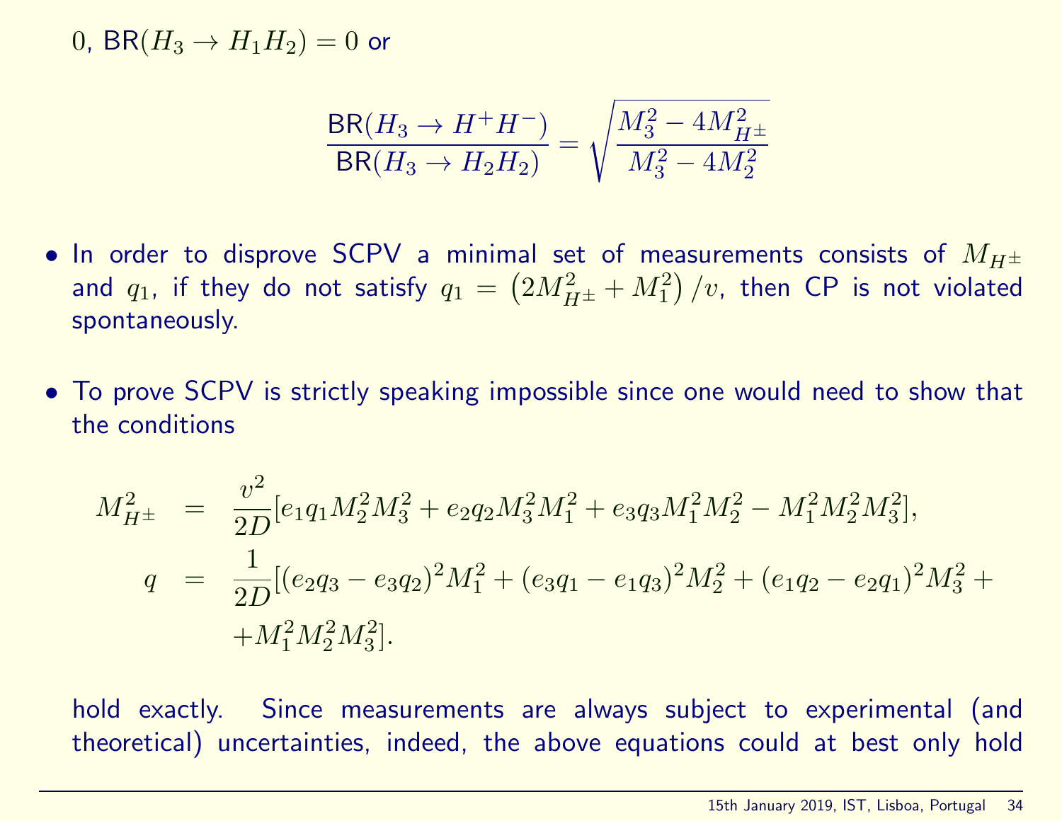0, $\mathsf{BR}(H_3 \to H_1 H_2) = 0$ or

$$\frac{\mathsf{BR}(H_3 \to H^+ H^-)}{\mathsf{BR}(H_3 \to H_2 H_2)} = \sqrt{\frac{M_3^2 - 4M_{H^\pm}^2}{M_3^2 - 4M_2^2}}$$

- In order to disprove SCPV a minimal set of measurements consists of $M_{H^\pm}$ and $q_1$, if they do not satisfy $q_1 = \left(2M_{H^\pm}^2 + M_1^2\right)/v$, then CP is not violated spontaneously.

- To prove SCPV is strictly speaking impossible since one would need to show that the conditions

$$\begin{aligned}
M_{H^\pm}^2 &= \frac{v^2}{2D}[e_1 q_1 M_2^2 M_3^2 + e_2 q_2 M_3^2 M_1^2 + e_3 q_3 M_1^2 M_2^2 - M_1^2 M_2^2 M_3^2], \\
q &= \frac{1}{2D}[(e_2 q_3 - e_3 q_2)^2 M_1^2 + (e_3 q_1 - e_1 q_3)^2 M_2^2 + (e_1 q_2 - e_2 q_1)^2 M_3^2 + \\
&\quad + M_1^2 M_2^2 M_3^2].
\end{aligned}$$

hold exactly. Since measurements are always subject to experimental (and theoretical) uncertainties, indeed, the above equations could at best only hold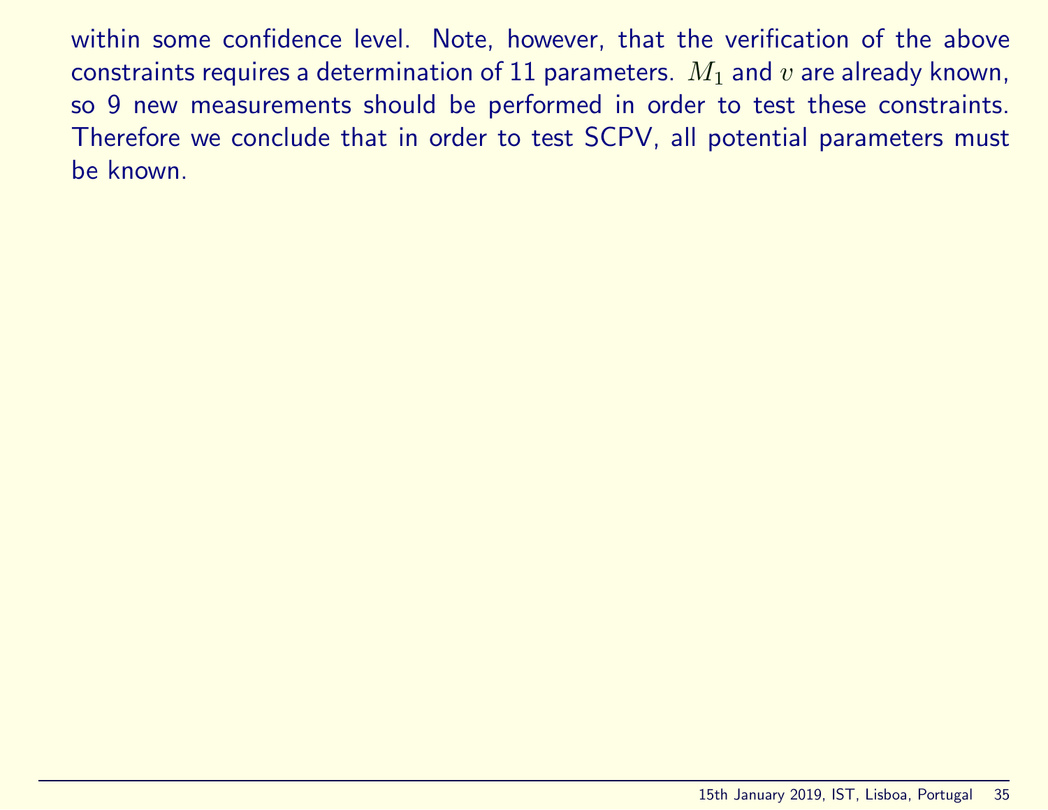within some confidence level. Note, however, that the verification of the above constraints requires a determination of 11 parameters. $M_1$ and $v$ are already known, so 9 new measurements should be performed in order to test these constraints. Therefore we conclude that in order to test SCPV, all potential parameters must be known.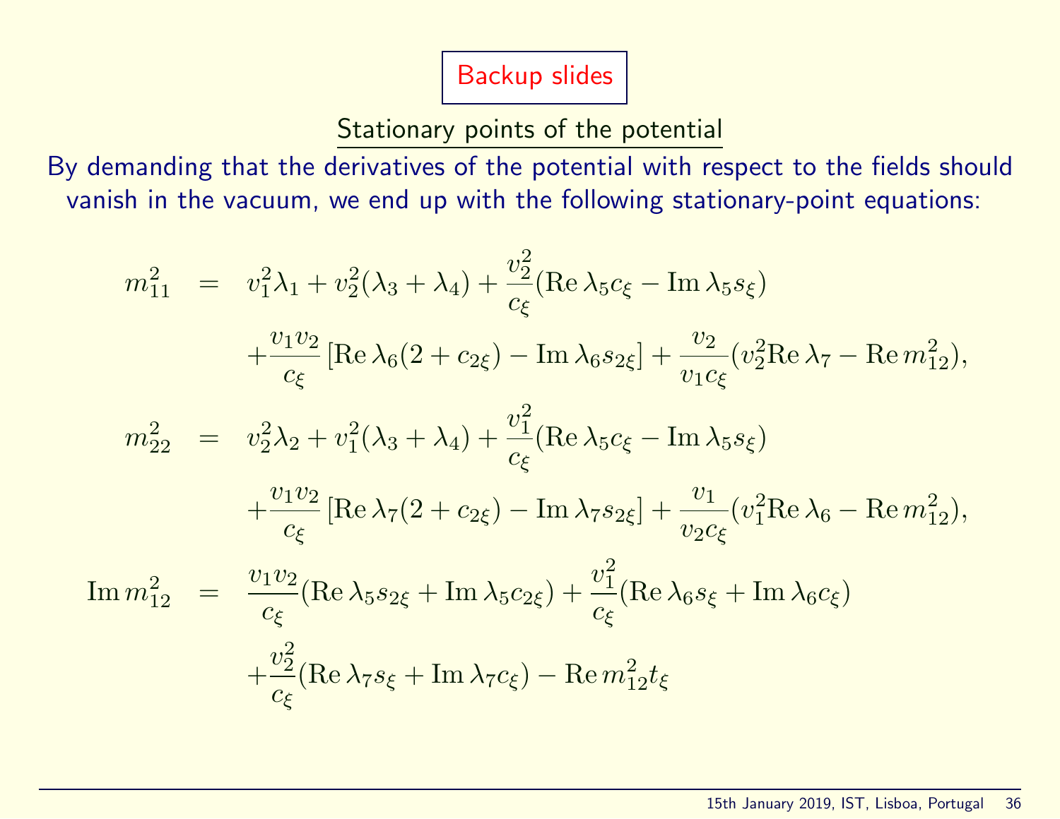# Backup slides

## Stationary points of the potential

By demanding that the derivatives of the potential with respect to the fields should vanish in the vacuum, we end up with the following stationary-point equations:

$$
\begin{aligned}
m_{11}^2 &= v_1^2\lambda_1 + v_2^2(\lambda_3+\lambda_4) + \frac{v_2^2}{c_\xi}(\mathrm{Re}\,\lambda_5 c_\xi - \mathrm{Im}\,\lambda_5 s_\xi) \\
&\quad + \frac{v_1 v_2}{c_\xi}\left[\mathrm{Re}\,\lambda_6(2+c_{2\xi}) - \mathrm{Im}\,\lambda_6 s_{2\xi}\right] + \frac{v_2}{v_1 c_\xi}(v_2^2\mathrm{Re}\,\lambda_7 - \mathrm{Re}\,m_{12}^2), \\
m_{22}^2 &= v_2^2\lambda_2 + v_1^2(\lambda_3+\lambda_4) + \frac{v_1^2}{c_\xi}(\mathrm{Re}\,\lambda_5 c_\xi - \mathrm{Im}\,\lambda_5 s_\xi) \\
&\quad + \frac{v_1 v_2}{c_\xi}\left[\mathrm{Re}\,\lambda_7(2+c_{2\xi}) - \mathrm{Im}\,\lambda_7 s_{2\xi}\right] + \frac{v_1}{v_2 c_\xi}(v_1^2\mathrm{Re}\,\lambda_6 - \mathrm{Re}\,m_{12}^2), \\
\mathrm{Im}\,m_{12}^2 &= \frac{v_1 v_2}{c_\xi}(\mathrm{Re}\,\lambda_5 s_{2\xi} + \mathrm{Im}\,\lambda_5 c_{2\xi}) + \frac{v_1^2}{c_\xi}(\mathrm{Re}\,\lambda_6 s_\xi + \mathrm{Im}\,\lambda_6 c_\xi) \\
&\quad + \frac{v_2^2}{c_\xi}(\mathrm{Re}\,\lambda_7 s_\xi + \mathrm{Im}\,\lambda_7 c_\xi) - \mathrm{Re}\,m_{12}^2 t_\xi
\end{aligned}
$$

15th January 2019, IST, Lisboa, Portugal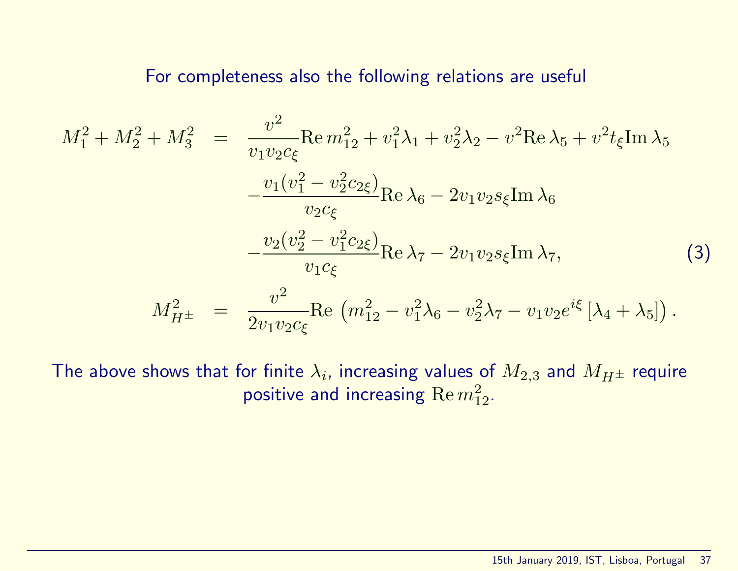For completeness also the following relations are useful

$$
\begin{aligned}
M_1^2 + M_2^2 + M_3^2 &= \frac{v^2}{v_1 v_2 c_\xi}\mathrm{Re}\, m_{12}^2 + v_1^2\lambda_1 + v_2^2\lambda_2 - v^2\mathrm{Re}\,\lambda_5 + v^2 t_\xi \mathrm{Im}\,\lambda_5 \\
&\quad - \frac{v_1(v_1^2 - v_2^2 c_{2\xi})}{v_2 c_\xi}\mathrm{Re}\,\lambda_6 - 2v_1 v_2 s_\xi \mathrm{Im}\,\lambda_6 \\
&\quad - \frac{v_2(v_2^2 - v_1^2 c_{2\xi})}{v_1 c_\xi}\mathrm{Re}\,\lambda_7 - 2v_1 v_2 s_\xi \mathrm{Im}\,\lambda_7, \qquad (3) \\
M_{H^\pm}^2 &= \frac{v^2}{2v_1 v_2 c_\xi}\mathrm{Re}\,\left(m_{12}^2 - v_1^2\lambda_6 - v_2^2\lambda_7 - v_1 v_2 e^{i\xi}\left[\lambda_4 + \lambda_5\right]\right).
\end{aligned}
$$

The above shows that for finite $\lambda_i$, increasing values of $M_{2,3}$ and $M_{H^\pm}$ require positive and increasing $\mathrm{Re}\, m_{12}^2$.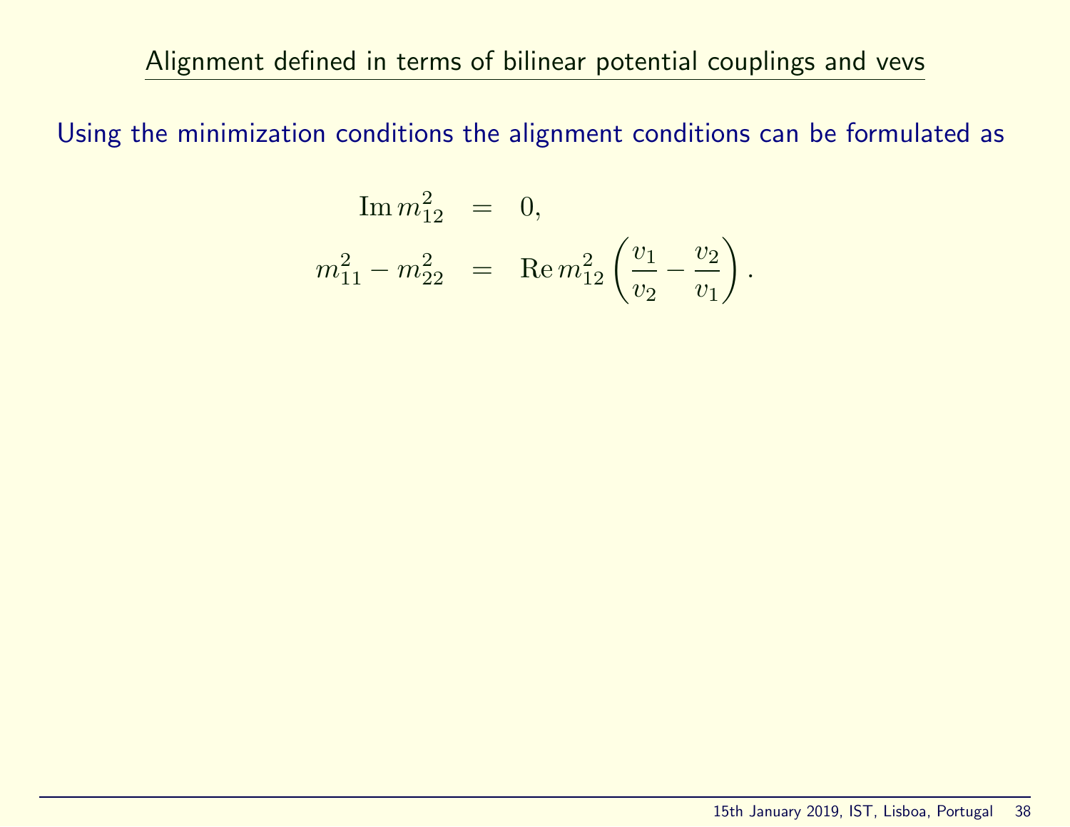## Alignment defined in terms of bilinear potential couplings and vevs

Using the minimization conditions the alignment conditions can be formulated as

$$
\begin{aligned}
\operatorname{Im} m_{12}^2 &= 0, \\
m_{11}^2 - m_{22}^2 &= \operatorname{Re} m_{12}^2 \left( \frac{v_1}{v_2} - \frac{v_2}{v_1} \right).
\end{aligned}
$$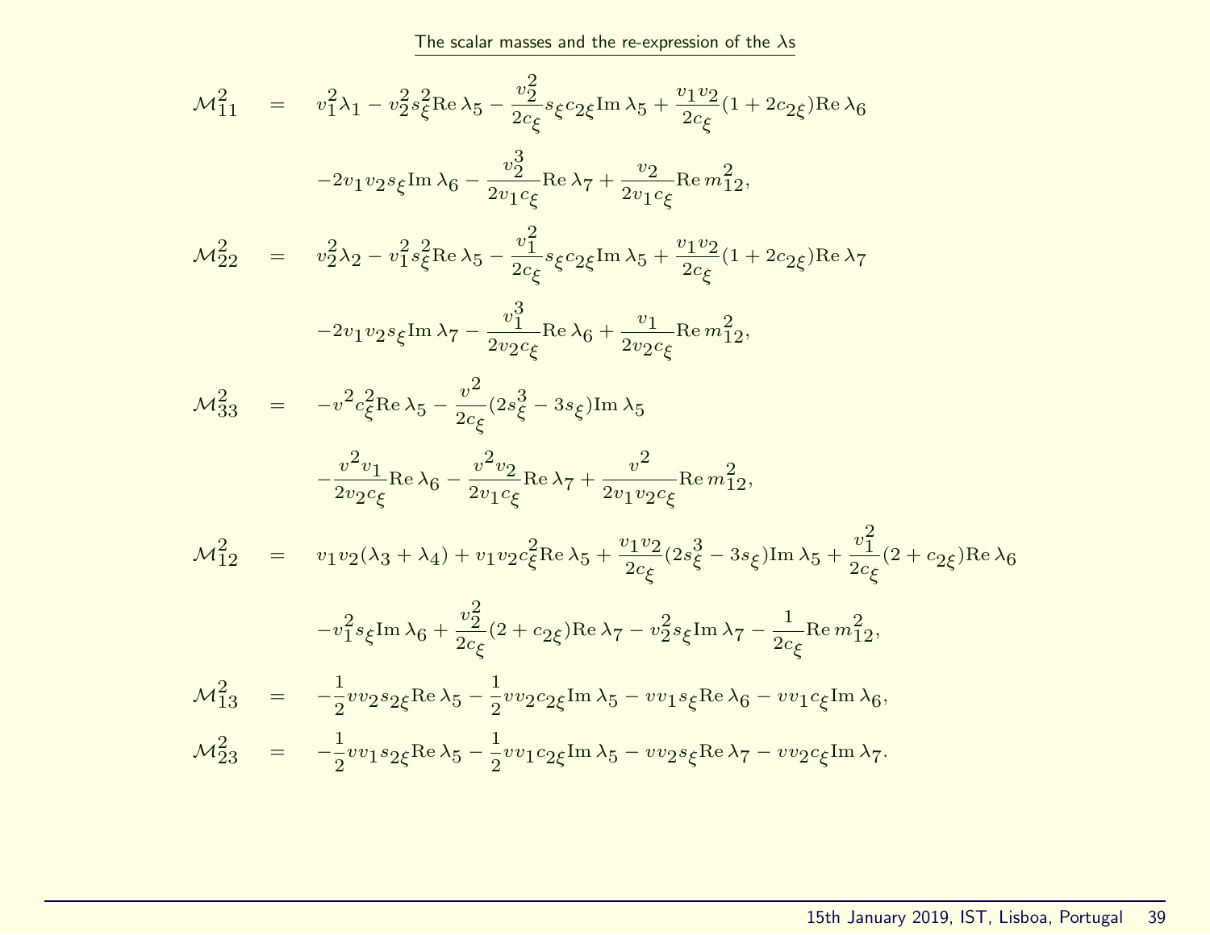## The scalar masses and the re-expression of the λs

$$
\begin{aligned}
\mathcal{M}^2_{11} \quad &= \quad v_1^2\lambda_1 - v_2^2 s_\xi^2 \mathrm{Re}\,\lambda_5 - \frac{v_2^2}{2c_\xi} s_\xi c_{2\xi} \mathrm{Im}\,\lambda_5 + \frac{v_1 v_2}{2c_\xi}(1+2c_{2\xi})\mathrm{Re}\,\lambda_6 \\
&\quad -2v_1 v_2 s_\xi \mathrm{Im}\,\lambda_6 - \frac{v_2^3}{2v_1 c_\xi}\mathrm{Re}\,\lambda_7 + \frac{v_2}{2v_1 c_\xi}\mathrm{Re}\,m_{12}^2, \\
\mathcal{M}^2_{22} \quad &= \quad v_2^2\lambda_2 - v_1^2 s_\xi^2 \mathrm{Re}\,\lambda_5 - \frac{v_1^2}{2c_\xi} s_\xi c_{2\xi} \mathrm{Im}\,\lambda_5 + \frac{v_1 v_2}{2c_\xi}(1+2c_{2\xi})\mathrm{Re}\,\lambda_7 \\
&\quad -2v_1 v_2 s_\xi \mathrm{Im}\,\lambda_7 - \frac{v_1^3}{2v_2 c_\xi}\mathrm{Re}\,\lambda_6 + \frac{v_1}{2v_2 c_\xi}\mathrm{Re}\,m_{12}^2, \\
\mathcal{M}^2_{33} \quad &= \quad -v^2 c_\xi^2 \mathrm{Re}\,\lambda_5 - \frac{v^2}{2c_\xi}(2s_\xi^3 - 3s_\xi)\mathrm{Im}\,\lambda_5 \\
&\quad -\frac{v^2 v_1}{2v_2 c_\xi}\mathrm{Re}\,\lambda_6 - \frac{v^2 v_2}{2v_1 c_\xi}\mathrm{Re}\,\lambda_7 + \frac{v^2}{2v_1 v_2 c_\xi}\mathrm{Re}\,m_{12}^2, \\
\mathcal{M}^2_{12} \quad &= \quad v_1 v_2(\lambda_3+\lambda_4) + v_1 v_2 c_\xi^2 \mathrm{Re}\,\lambda_5 + \frac{v_1 v_2}{2c_\xi}(2s_\xi^3 - 3s_\xi)\mathrm{Im}\,\lambda_5 + \frac{v_1^2}{2c_\xi}(2+c_{2\xi})\mathrm{Re}\,\lambda_6 \\
&\quad -v_1^2 s_\xi \mathrm{Im}\,\lambda_6 + \frac{v_2^2}{2c_\xi}(2+c_{2\xi})\mathrm{Re}\,\lambda_7 - v_2^2 s_\xi \mathrm{Im}\,\lambda_7 - \frac{1}{2c_\xi}\mathrm{Re}\,m_{12}^2, \\
\mathcal{M}^2_{13} \quad &= \quad -\frac{1}{2}v v_2 s_{2\xi}\mathrm{Re}\,\lambda_5 - \frac{1}{2}v v_2 c_{2\xi}\mathrm{Im}\,\lambda_5 - v v_1 s_\xi \mathrm{Re}\,\lambda_6 - v v_1 c_\xi \mathrm{Im}\,\lambda_6, \\
\mathcal{M}^2_{23} \quad &= \quad -\frac{1}{2}v v_1 s_{2\xi}\mathrm{Re}\,\lambda_5 - \frac{1}{2}v v_1 c_{2\xi}\mathrm{Im}\,\lambda_5 - v v_2 s_\xi \mathrm{Re}\,\lambda_7 - v v_2 c_\xi \mathrm{Im}\,\lambda_7.
\end{aligned}
$$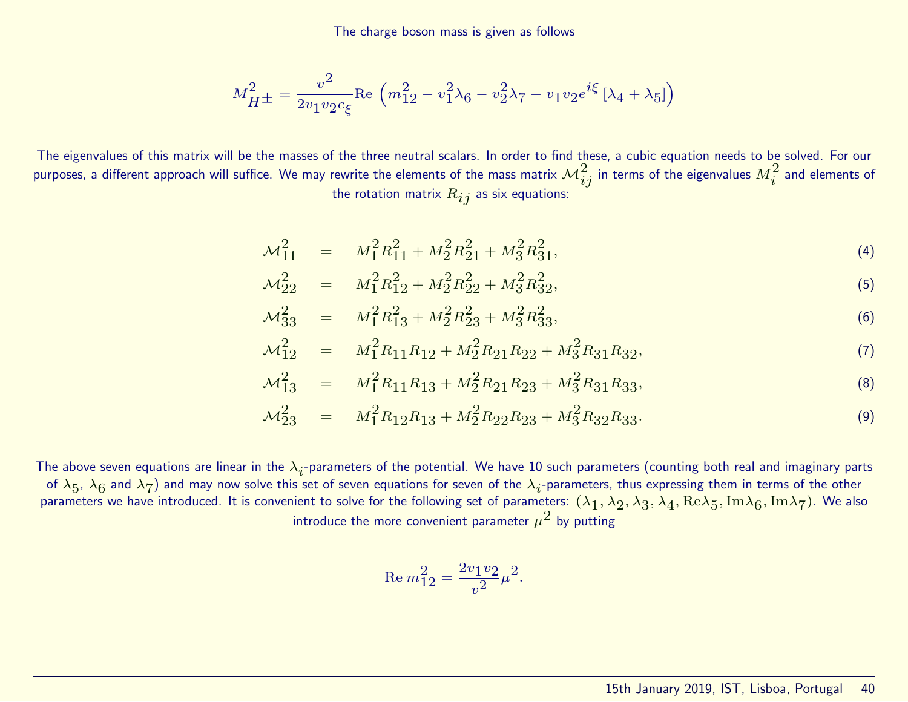The charge boson mass is given as follows

$$M_{H^\pm}^2 = \frac{v^2}{2v_1v_2c_\xi}\mathrm{Re}\left(m_{12}^2 - v_1^2\lambda_6 - v_2^2\lambda_7 - v_1v_2e^{i\xi}\left[\lambda_4+\lambda_5\right]\right)$$

The eigenvalues of this matrix will be the masses of the three neutral scalars. In order to find these, a cubic equation needs to be solved. For our purposes, a different approach will suffice. We may rewrite the elements of the mass matrix $\mathcal{M}_{ij}^2$ in terms of the eigenvalues $M_i^2$ and elements of the rotation matrix $R_{ij}$ as six equations:

$$\mathcal{M}_{11}^2 = M_1^2R_{11}^2 + M_2^2R_{21}^2 + M_3^2R_{31}^2, \tag{4}$$

$$\mathcal{M}_{22}^2 = M_1^2R_{12}^2 + M_2^2R_{22}^2 + M_3^2R_{32}^2, \tag{5}$$

$$\mathcal{M}_{33}^2 = M_1^2R_{13}^2 + M_2^2R_{23}^2 + M_3^2R_{33}^2, \tag{6}$$

$$\mathcal{M}_{12}^2 = M_1^2R_{11}R_{12} + M_2^2R_{21}R_{22} + M_3^2R_{31}R_{32}, \tag{7}$$

$$\mathcal{M}_{13}^2 = M_1^2R_{11}R_{13} + M_2^2R_{21}R_{23} + M_3^2R_{31}R_{33}, \tag{8}$$

$$\mathcal{M}_{23}^2 = M_1^2R_{12}R_{13} + M_2^2R_{22}R_{23} + M_3^2R_{32}R_{33}. \tag{9}$$

The above seven equations are linear in the $\lambda_i$-parameters of the potential. We have 10 such parameters (counting both real and imaginary parts of $\lambda_5$, $\lambda_6$ and $\lambda_7$) and may now solve this set of seven equations for seven of the $\lambda_i$-parameters, thus expressing them in terms of the other parameters we have introduced. It is convenient to solve for the following set of parameters: $(\lambda_1, \lambda_2, \lambda_3, \lambda_4, \mathrm{Re}\lambda_5, \mathrm{Im}\lambda_6, \mathrm{Im}\lambda_7)$. We also introduce the more convenient parameter $\mu^2$ by putting

$$\mathrm{Re}\, m_{12}^2 = \frac{2v_1v_2}{v^2}\mu^2.$$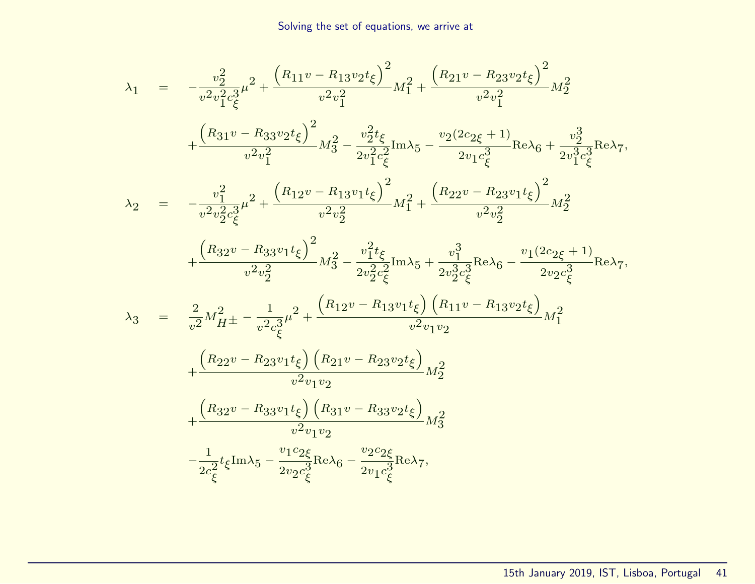Solving the set of equations, we arrive at

$$
\begin{aligned}
\lambda_1 \;=\;& -\frac{v_2^2}{v^2 v_1^2 c_\xi^3}\mu^2 + \frac{\left(R_{11}v - R_{13}v_2 t_\xi\right)^2}{v^2 v_1^2} M_1^2 + \frac{\left(R_{21}v - R_{23}v_2 t_\xi\right)^2}{v^2 v_1^2} M_2^2 \\
&+ \frac{\left(R_{31}v - R_{33}v_2 t_\xi\right)^2}{v^2 v_1^2} M_3^2 - \frac{v_2^2 t_\xi}{2 v_1^2 c_\xi^2}\mathrm{Im}\lambda_5 - \frac{v_2(2c_{2\xi}+1)}{2 v_1 c_\xi^3}\mathrm{Re}\lambda_6 + \frac{v_2^3}{2 v_1^3 c_\xi^3}\mathrm{Re}\lambda_7, \\
\lambda_2 \;=\;& -\frac{v_1^2}{v^2 v_2^2 c_\xi^3}\mu^2 + \frac{\left(R_{12}v - R_{13}v_1 t_\xi\right)^2}{v^2 v_2^2} M_1^2 + \frac{\left(R_{22}v - R_{23}v_1 t_\xi\right)^2}{v^2 v_2^2} M_2^2 \\
&+ \frac{\left(R_{32}v - R_{33}v_1 t_\xi\right)^2}{v^2 v_2^2} M_3^2 - \frac{v_1^2 t_\xi}{2 v_2^2 c_\xi^2}\mathrm{Im}\lambda_5 + \frac{v_1^3}{2 v_2^3 c_\xi^3}\mathrm{Re}\lambda_6 - \frac{v_1(2c_{2\xi}+1)}{2 v_2 c_\xi^3}\mathrm{Re}\lambda_7, \\
\lambda_3 \;=\;& \frac{2}{v^2}M_{H^\pm}^2 - \frac{1}{v^2 c_\xi^3}\mu^2 + \frac{\left(R_{12}v - R_{13}v_1 t_\xi\right)\left(R_{11}v - R_{13}v_2 t_\xi\right)}{v^2 v_1 v_2} M_1^2 \\
&+ \frac{\left(R_{22}v - R_{23}v_1 t_\xi\right)\left(R_{21}v - R_{23}v_2 t_\xi\right)}{v^2 v_1 v_2} M_2^2 \\
&+ \frac{\left(R_{32}v - R_{33}v_1 t_\xi\right)\left(R_{31}v - R_{33}v_2 t_\xi\right)}{v^2 v_1 v_2} M_3^2 \\
&- \frac{1}{2c_\xi^2} t_\xi \mathrm{Im}\lambda_5 - \frac{v_1 c_{2\xi}}{2 v_2 c_\xi^3}\mathrm{Re}\lambda_6 - \frac{v_2 c_{2\xi}}{2 v_1 c_\xi^3}\mathrm{Re}\lambda_7,
\end{aligned}
$$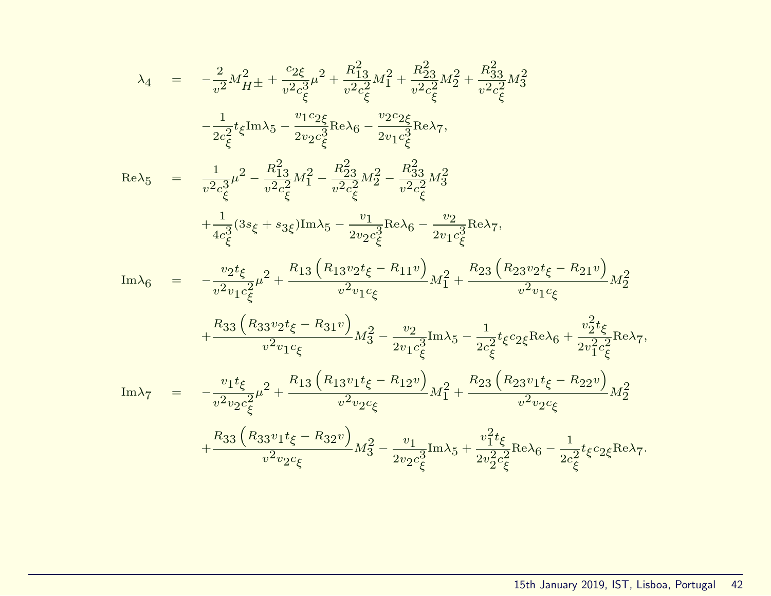$$
\begin{aligned}
\lambda_4 &= -\frac{2}{v^2}M_{H^\pm}^2 + \frac{c_{2\xi}}{v^2 c_\xi^3}\mu^2 + \frac{R_{13}^2}{v^2 c_\xi^2}M_1^2 + \frac{R_{23}^2}{v^2 c_\xi^2}M_2^2 + \frac{R_{33}^2}{v^2 c_\xi^2}M_3^2 \\
&\quad -\frac{1}{2c_\xi^2}t_\xi \mathrm{Im}\lambda_5 - \frac{v_1 c_{2\xi}}{2v_2 c_\xi^3}\mathrm{Re}\lambda_6 - \frac{v_2 c_{2\xi}}{2v_1 c_\xi^3}\mathrm{Re}\lambda_7, \\
\mathrm{Re}\lambda_5 &= \frac{1}{v^2 c_\xi^3}\mu^2 - \frac{R_{13}^2}{v^2 c_\xi^2}M_1^2 - \frac{R_{23}^2}{v^2 c_\xi^2}M_2^2 - \frac{R_{33}^2}{v^2 c_\xi^2}M_3^2 \\
&\quad +\frac{1}{4c_\xi^3}(3s_\xi + s_{3\xi})\mathrm{Im}\lambda_5 - \frac{v_1}{2v_2 c_\xi^3}\mathrm{Re}\lambda_6 - \frac{v_2}{2v_1 c_\xi^3}\mathrm{Re}\lambda_7, \\
\mathrm{Im}\lambda_6 &= -\frac{v_2 t_\xi}{v^2 v_1 c_\xi^2}\mu^2 + \frac{R_{13}\left(R_{13}v_2 t_\xi - R_{11}v\right)}{v^2 v_1 c_\xi}M_1^2 + \frac{R_{23}\left(R_{23}v_2 t_\xi - R_{21}v\right)}{v^2 v_1 c_\xi}M_2^2 \\
&\quad +\frac{R_{33}\left(R_{33}v_2 t_\xi - R_{31}v\right)}{v^2 v_1 c_\xi}M_3^2 - \frac{v_2}{2v_1 c_\xi^3}\mathrm{Im}\lambda_5 - \frac{1}{2c_\xi^2}t_\xi c_{2\xi}\mathrm{Re}\lambda_6 + \frac{v_2^2 t_\xi}{2v_1^2 c_\xi^2}\mathrm{Re}\lambda_7, \\
\mathrm{Im}\lambda_7 &= -\frac{v_1 t_\xi}{v^2 v_2 c_\xi^2}\mu^2 + \frac{R_{13}\left(R_{13}v_1 t_\xi - R_{12}v\right)}{v^2 v_2 c_\xi}M_1^2 + \frac{R_{23}\left(R_{23}v_1 t_\xi - R_{22}v\right)}{v^2 v_2 c_\xi}M_2^2 \\
&\quad +\frac{R_{33}\left(R_{33}v_1 t_\xi - R_{32}v\right)}{v^2 v_2 c_\xi}M_3^2 - \frac{v_1}{2v_2 c_\xi^3}\mathrm{Im}\lambda_5 + \frac{v_1^2 t_\xi}{2v_2^2 c_\xi^2}\mathrm{Re}\lambda_6 - \frac{1}{2c_\xi^2}t_\xi c_{2\xi}\mathrm{Re}\lambda_7.
\end{aligned}
$$